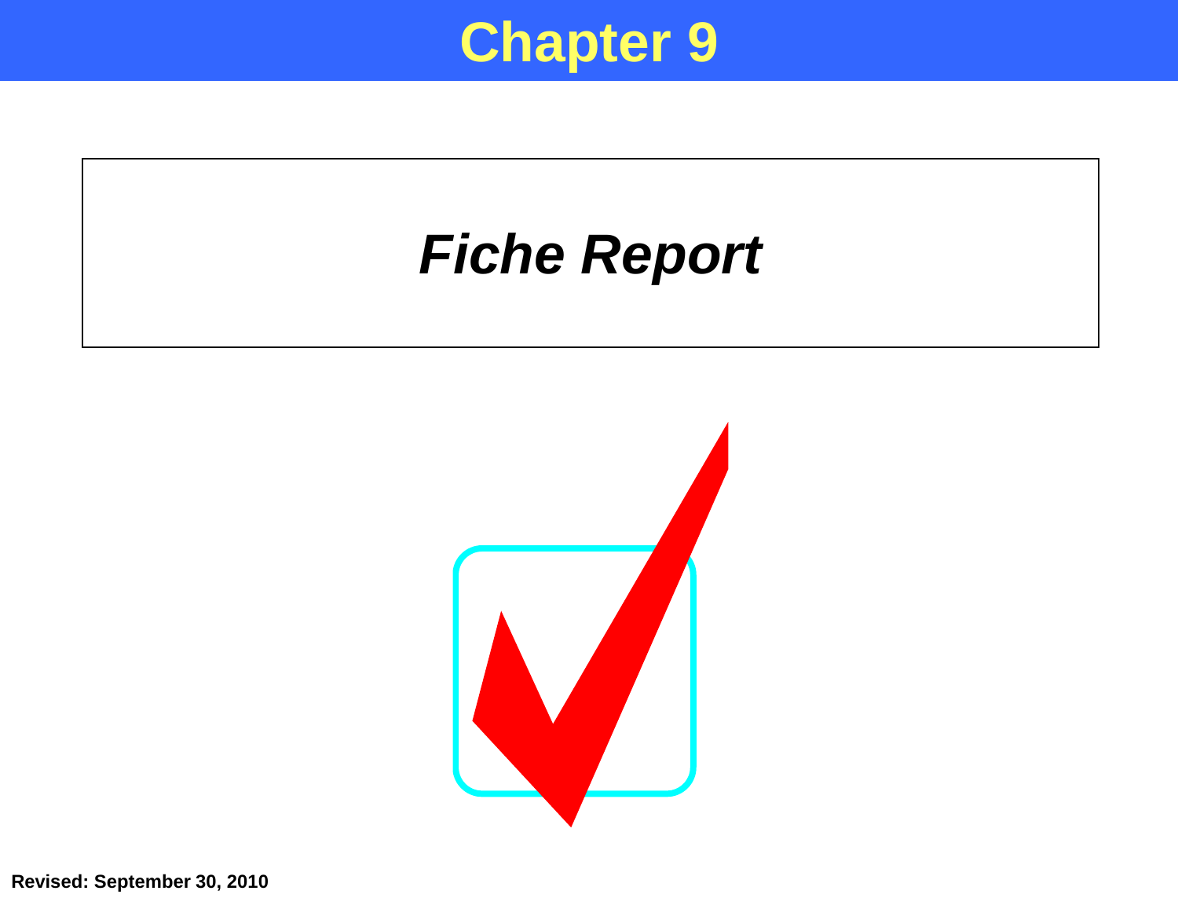# Chapter 9

## *Fiche Report*

**Revised: September 30, 2010**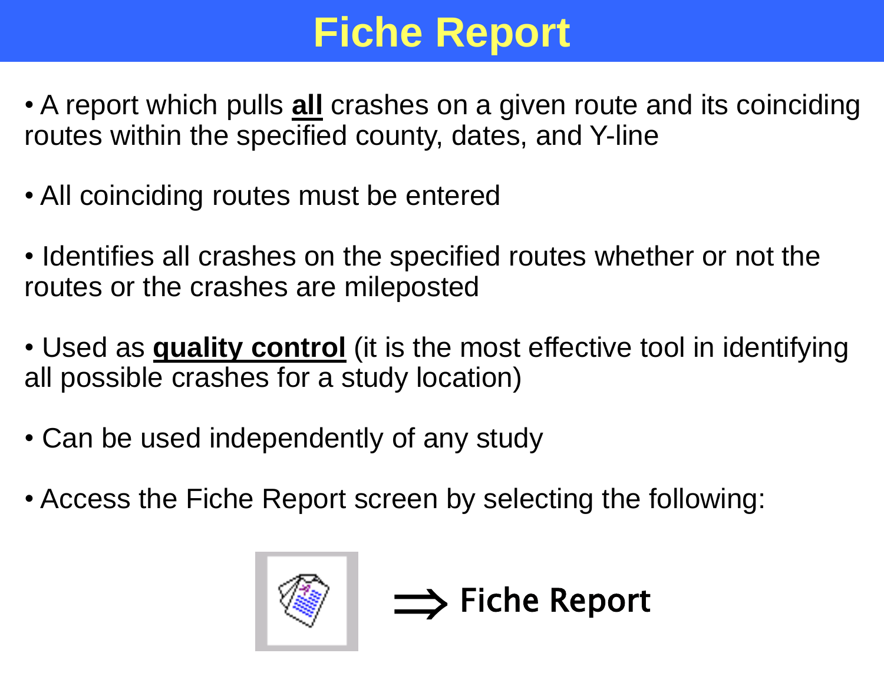# Fiche Report

- A report which pulls **all** crashes on a given route and its coinciding routes within the specified county, dates, and Y-line
- All coinciding routes must be entered
- Identifies all crashes on the specified routes whether or not the routes or the crashes are mileposted
- Used as **quality control** (it is the most effective tool in identifying all possible crashes for a study location)
- Can be used independently of any study
- Access the Fiche Report screen by selecting the following:

⟹ **Fiche Report**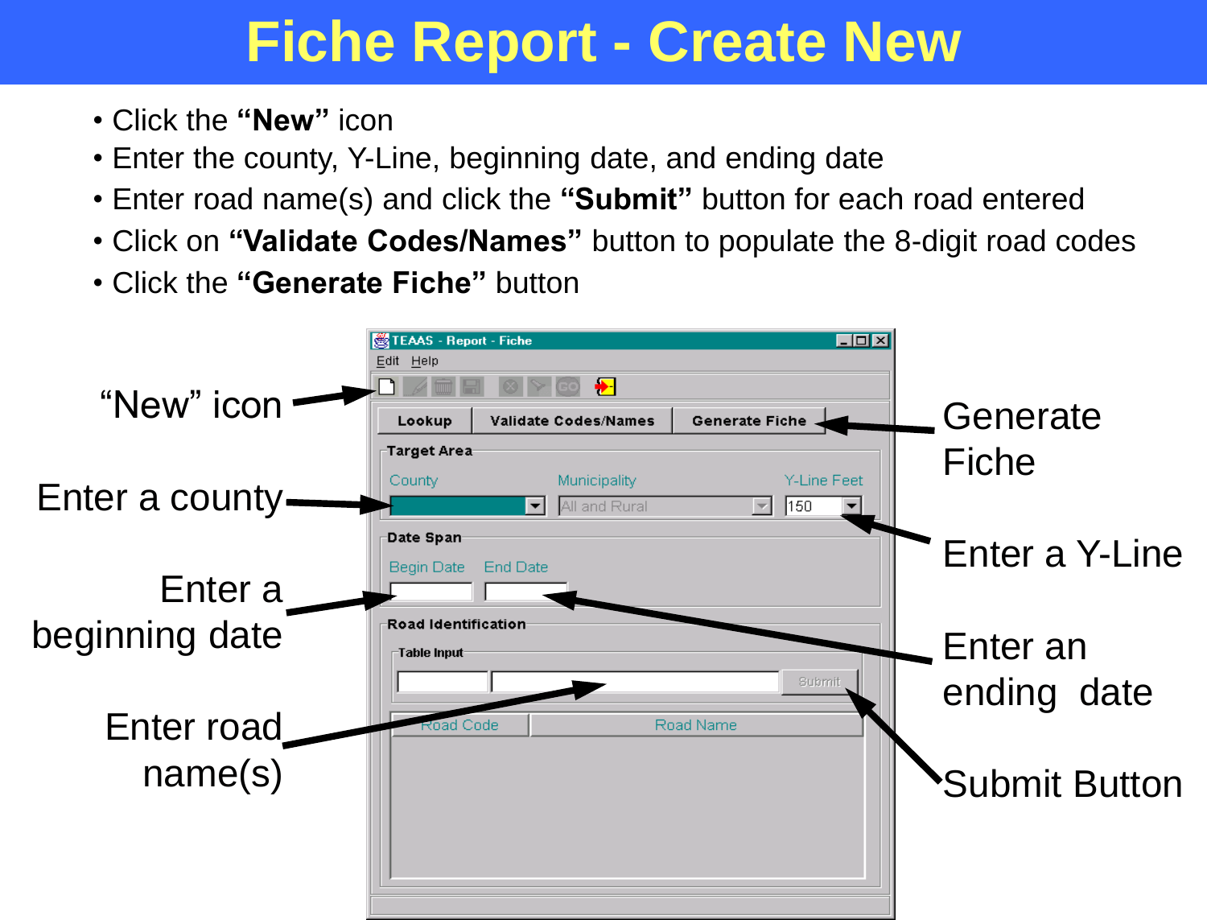# Fiche Report - Create New

- Click the **"New"** icon
- Enter the county, Y-Line, beginning date, and ending date
- Enter road name(s) and click the **"Submit"** button for each road entered
- Click on **"Validate Codes/Names"** button to populate the 8-digit road codes
- Click the **"Generate Fiche"** button

"New" icon

Enter a county

Enter a beginning date

Enter road name(s)

Generate Fiche

Enter a Y-Line

Enter an ending date

Submit Button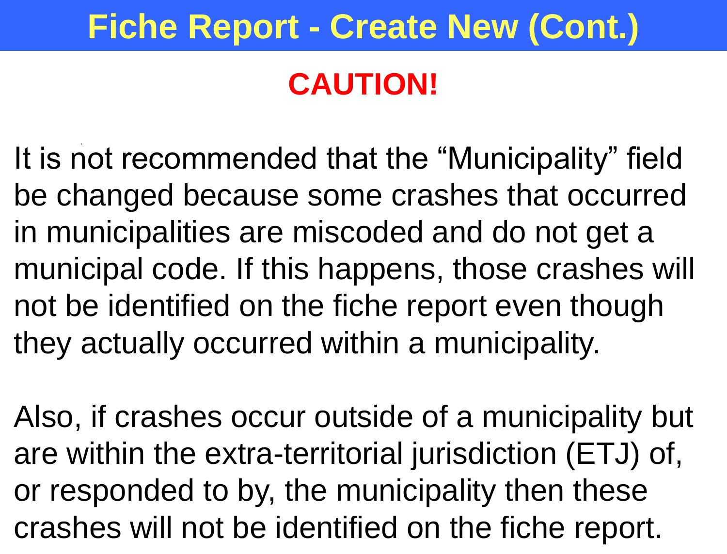# Fiche Report - Create New (Cont.)

## CAUTION!

It is not recommended that the “Municipality” field be changed because some crashes that occurred in municipalities are miscoded and do not get a municipal code. If this happens, those crashes will not be identified on the fiche report even though they actually occurred within a municipality.

Also, if crashes occur outside of a municipality but are within the extra-territorial jurisdiction (ETJ) of, or responded to by, the municipality then these crashes will not be identified on the fiche report.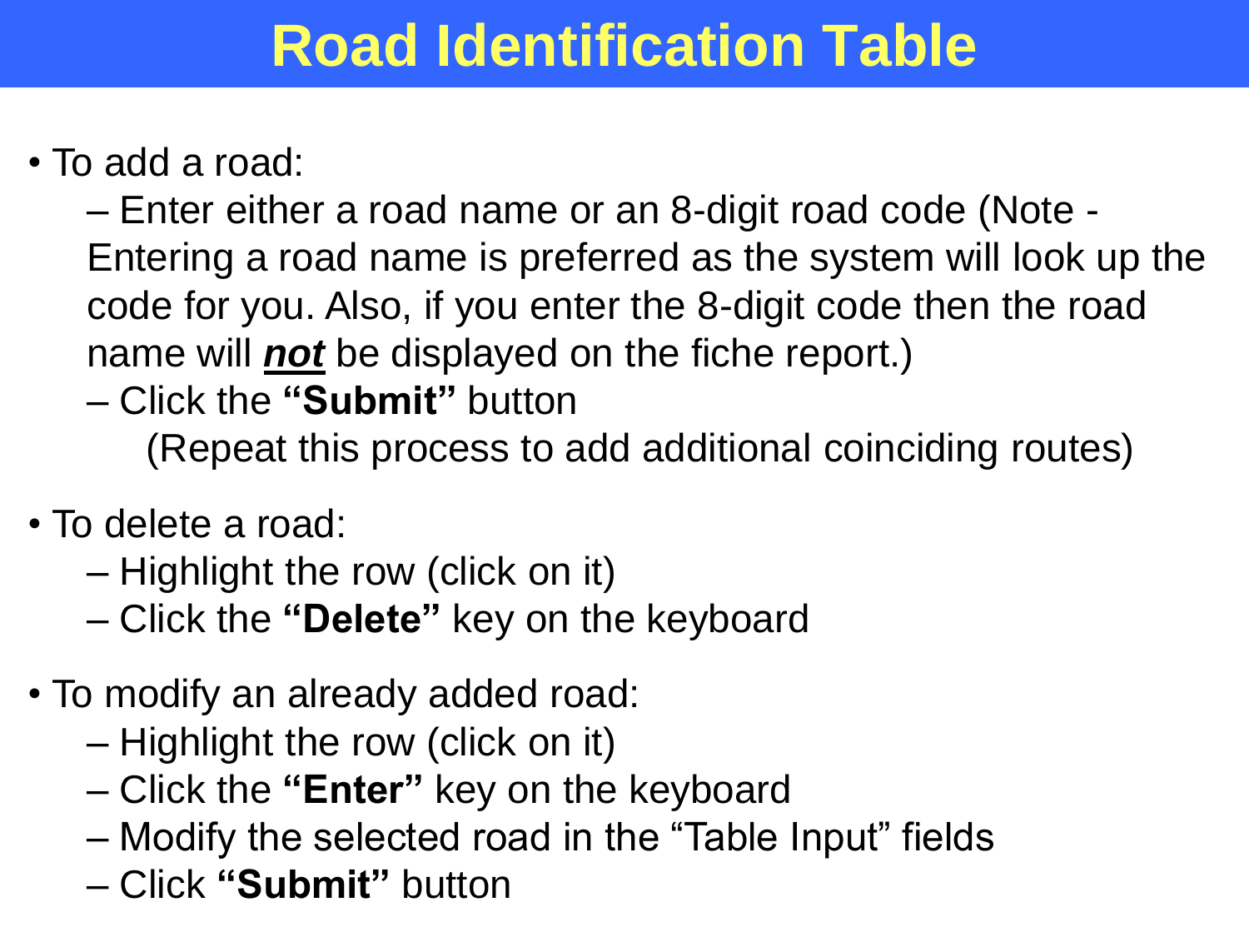# Road Identification Table

- To add a road:
  - Enter either a road name or an 8-digit road code (Note - Entering a road name is preferred as the system will look up the code for you. Also, if you enter the 8-digit code then the road name will ***not*** be displayed on the fiche report.)
  - Click the **"Submit"** button

    (Repeat this process to add additional coinciding routes)

- To delete a road:
  - Highlight the row (click on it)
  - Click the **"Delete"** key on the keyboard

- To modify an already added road:
  - Highlight the row (click on it)
  - Click the **"Enter"** key on the keyboard
  - Modify the selected road in the "Table Input" fields
  - Click **"Submit"** button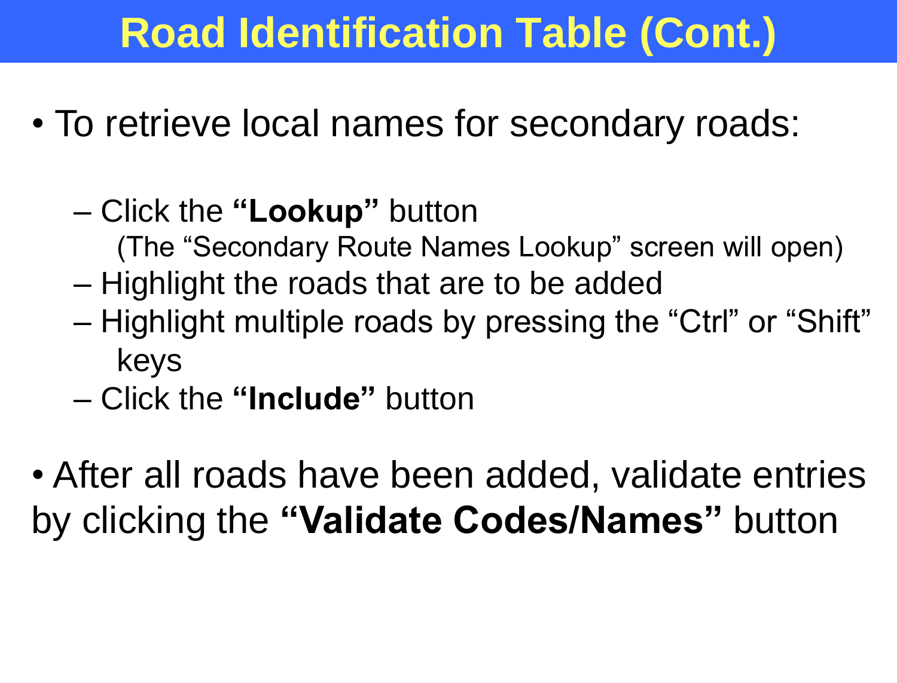# Road Identification Table (Cont.)

- To retrieve local names for secondary roads:
  - Click the **"Lookup"** button
    (The "Secondary Route Names Lookup" screen will open)
  - Highlight the roads that are to be added
  - Highlight multiple roads by pressing the "Ctrl" or "Shift" keys
  - Click the **"Include"** button
- After all roads have been added, validate entries by clicking the **"Validate Codes/Names"** button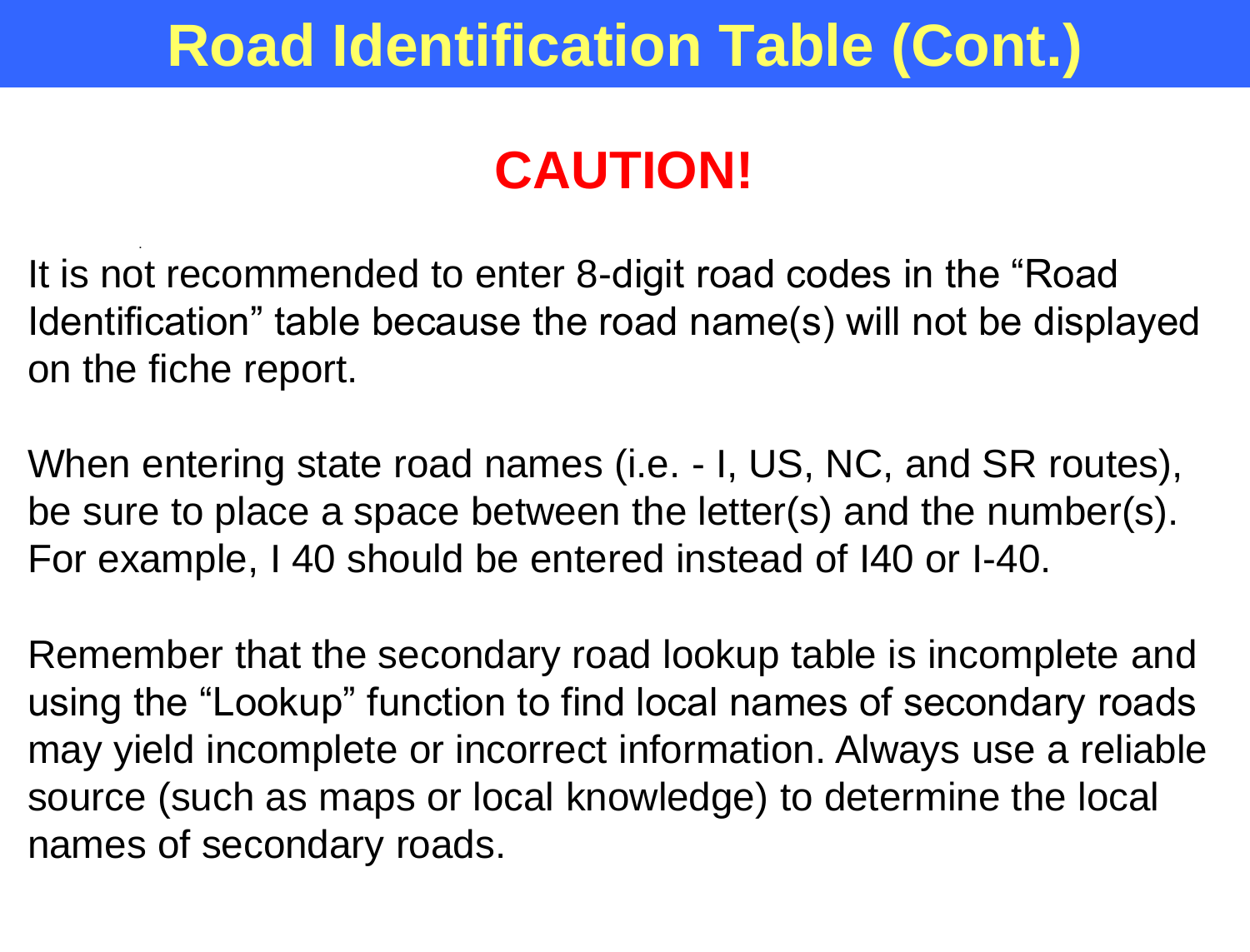# Road Identification Table (Cont.)

## CAUTION!

It is not recommended to enter 8-digit road codes in the “Road Identification” table because the road name(s) will not be displayed on the fiche report.

When entering state road names (i.e. - I, US, NC, and SR routes), be sure to place a space between the letter(s) and the number(s). For example, I 40 should be entered instead of I40 or I-40.

Remember that the secondary road lookup table is incomplete and using the “Lookup” function to find local names of secondary roads may yield incomplete or incorrect information. Always use a reliable source (such as maps or local knowledge) to determine the local names of secondary roads.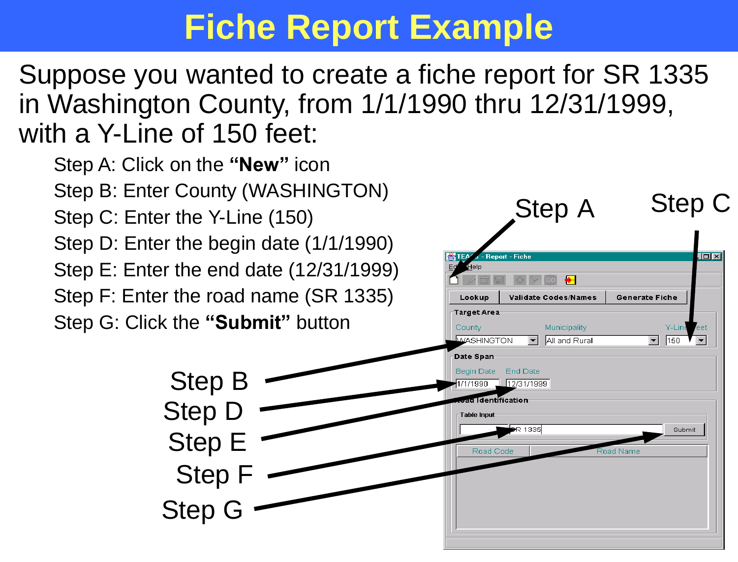# Fiche Report Example

Suppose you wanted to create a fiche report for SR 1335 in Washington County, from 1/1/1990 thru 12/31/1999, with a Y-Line of 150 feet:

- Step A: Click on the **"New"** icon
- Step B: Enter County (WASHINGTON)
- Step C: Enter the Y-Line (150)
- Step D: Enter the begin date (1/1/1990)
- Step E: Enter the end date (12/31/1999)
- Step F: Enter the road name (SR 1335)
- Step G: Click the **"Submit"** button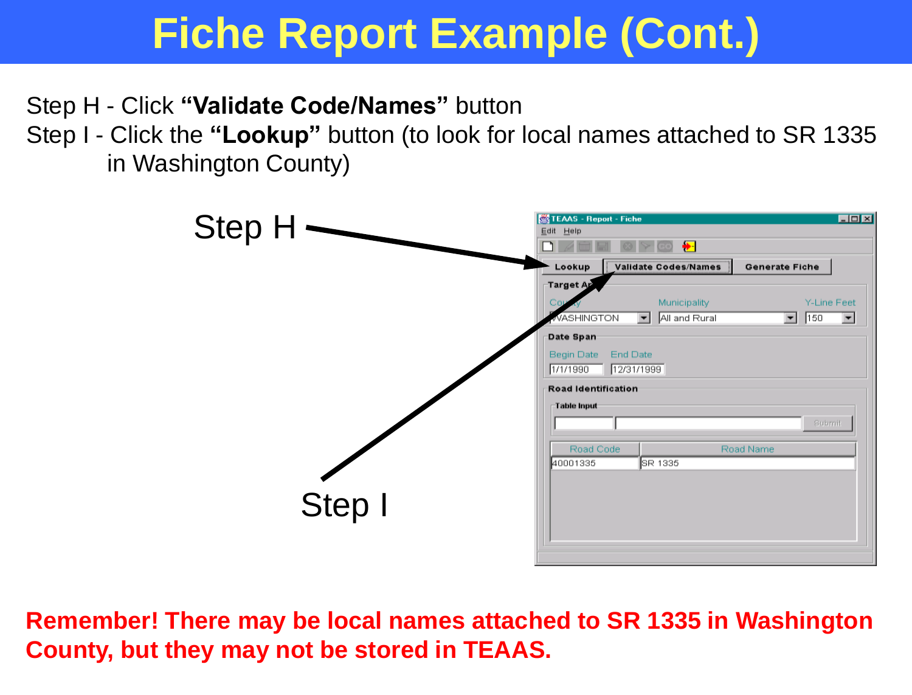# Fiche Report Example (Cont.)

Step H - Click **"Validate Code/Names"** button

Step I - Click the **"Lookup"** button (to look for local names attached to SR 1335 in Washington County)

Step H

Step I

**Remember! There may be local names attached to SR 1335 in Washington County, but they may not be stored in TEAAS.**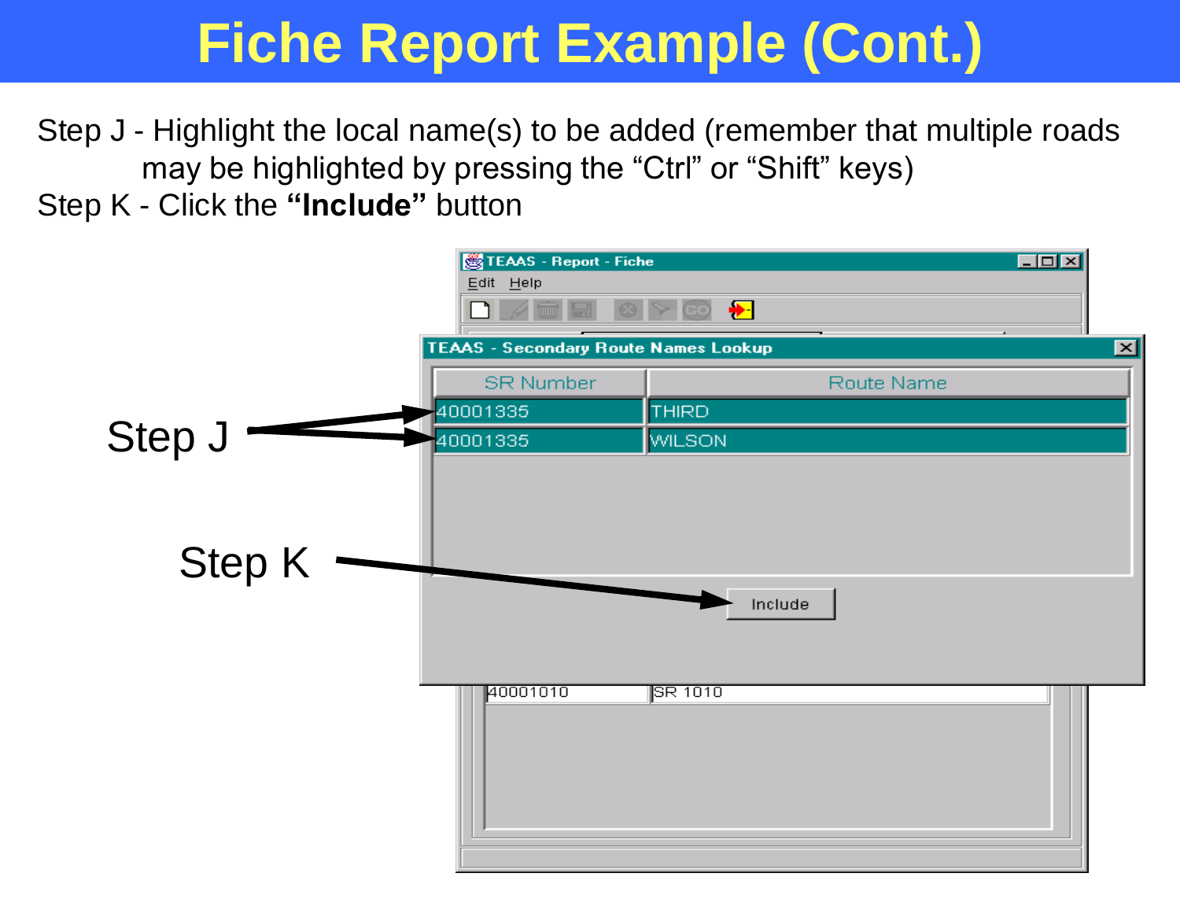# Fiche Report Example (Cont.)

Step J - Highlight the local name(s) to be added (remember that multiple roads may be highlighted by pressing the "Ctrl" or "Shift" keys)

Step K - Click the **"Include"** button

Step J

Step K

TEAAS - Report - Fiche

Edit Help

TEAAS - Secondary Route Names Lookup

| SR Number | Route Name |
|---|---|
| 40001335 | THIRD |
| 40001335 | WILSON |

Include

40001010 SR 1010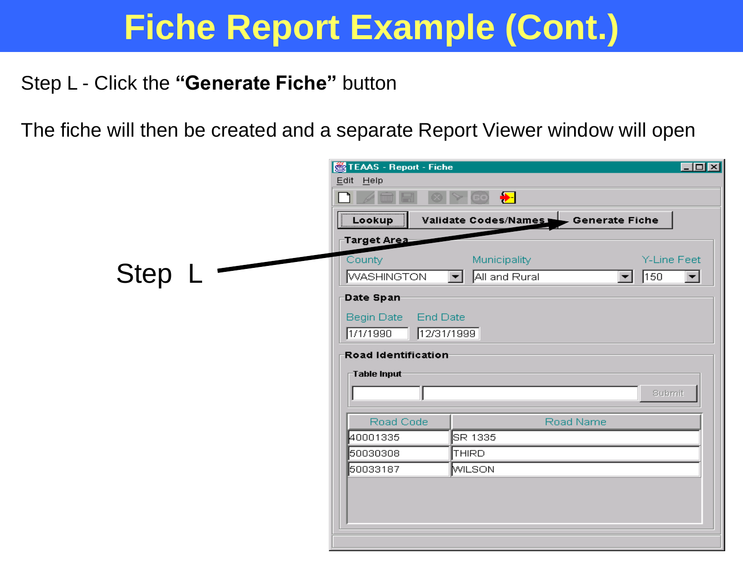# Fiche Report Example (Cont.)

Step L - Click the **"Generate Fiche"** button

The fiche will then be created and a separate Report Viewer window will open

Step L

TEAAS - Report - Fiche

Edit Help

Lookup | Validate Codes/Names | Generate Fiche

**Target Area**

County: WASHINGTON

Municipality: All and Rural

Y-Line Feet: 150

**Date Span**

Begin Date: 1/1/1990

End Date: 12/31/1999

**Road Identification**

Table Input

Submit

| Road Code | Road Name |
|---|---|
| 40001335 | SR 1335 |
| 50030308 | THIRD |
| 50033187 | WILSON |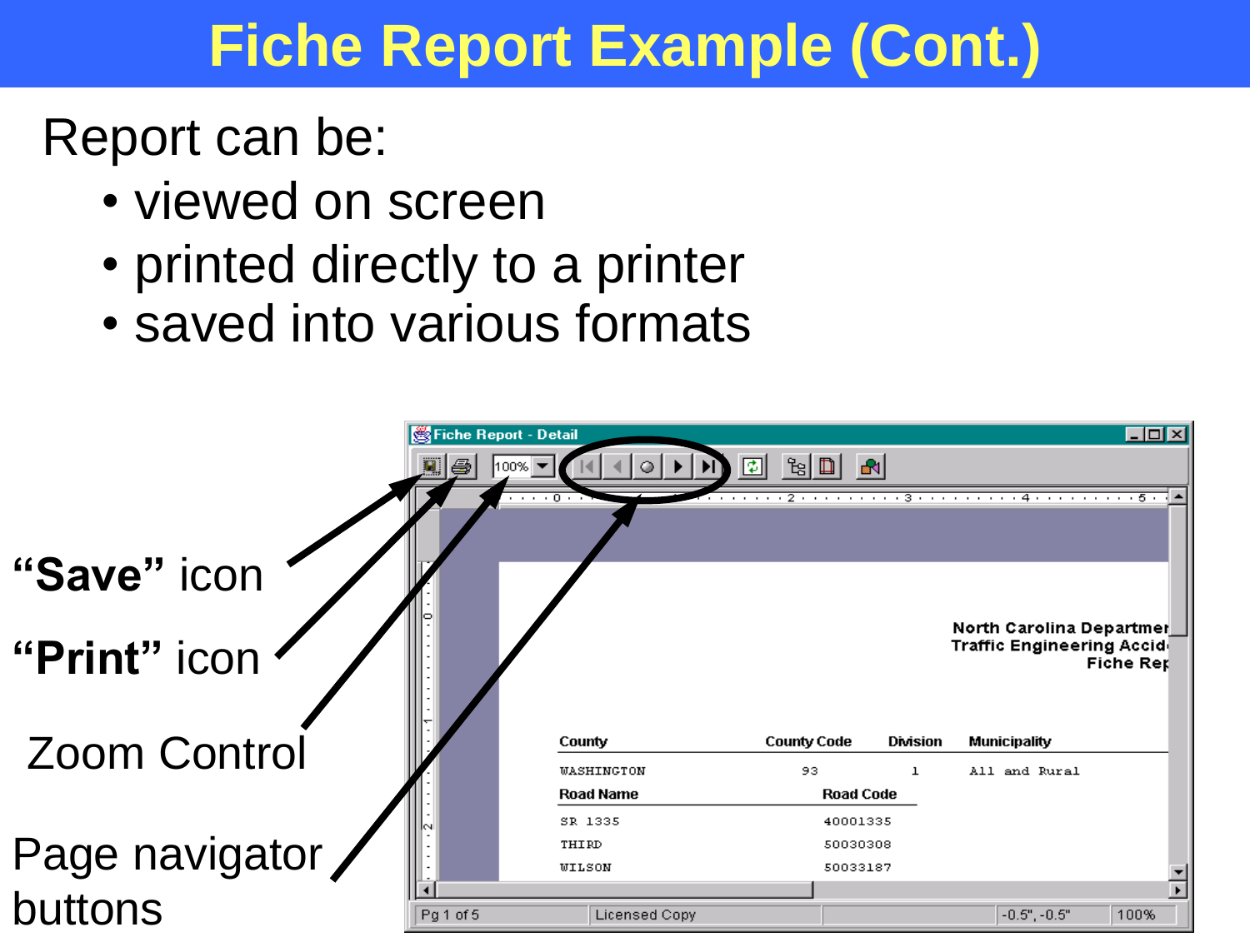# Fiche Report Example (Cont.)

Report can be:

- viewed on screen
- printed directly to a printer
- saved into various formats

**"Save"** icon

**"Print"** icon

Zoom Control

Page navigator buttons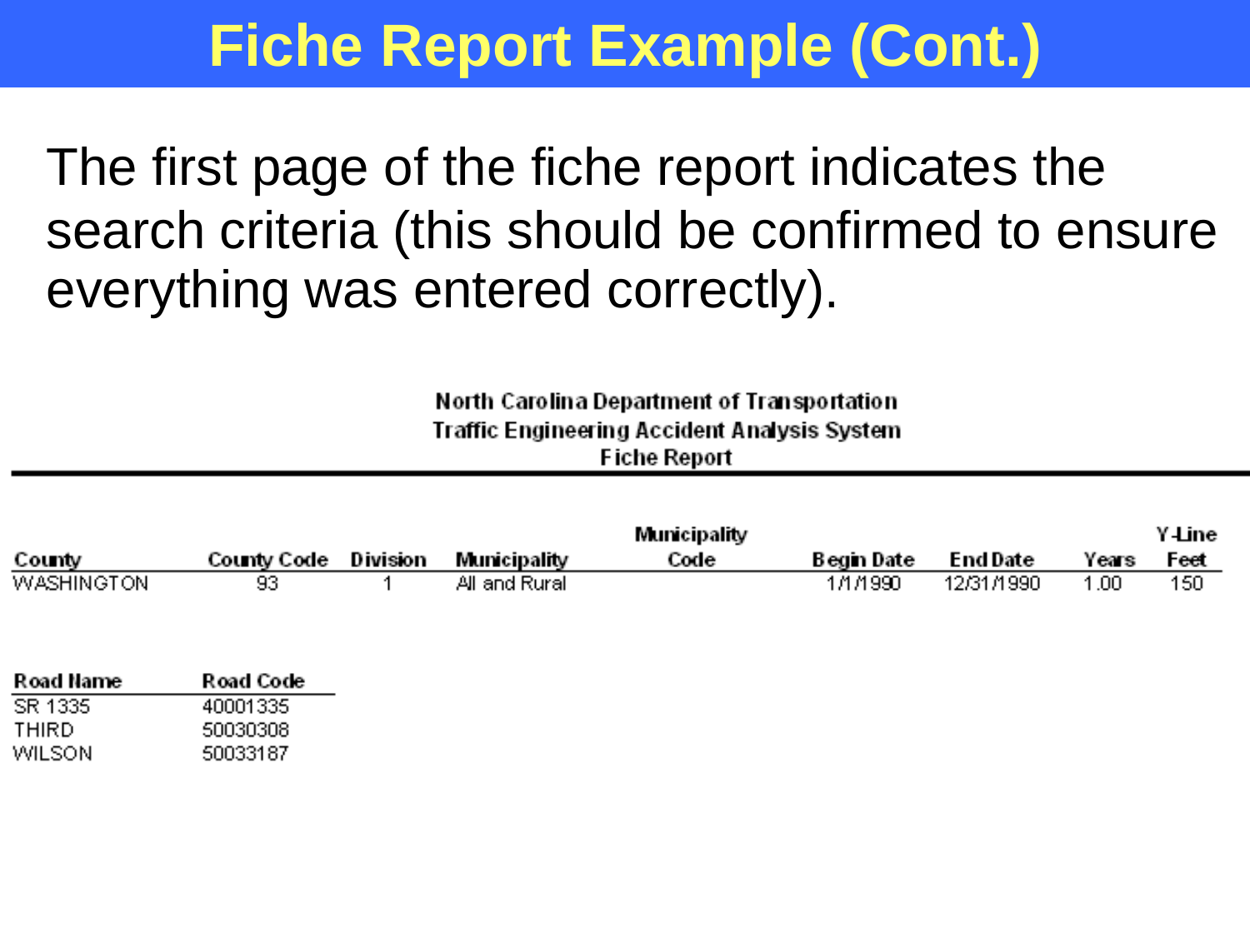# Fiche Report Example (Cont.)

The first page of the fiche report indicates the search criteria (this should be confirmed to ensure everything was entered correctly).

**North Carolina Department of Transportation**
**Traffic Engineering Accident Analysis System**
**Fiche Report**

| County | County Code | Division | Municipality | Municipality Code | Begin Date | End Date | Years | Y-Line Feet |
|---|---|---|---|---|---|---|---|---|
| WASHINGTON | 93 | 1 | All and Rural | | 1/1/1990 | 12/31/1990 | 1.00 | 150 |

| Road Name | Road Code |
|---|---|
| SR 1335 | 40001335 |
| THIRD | 50030308 |
| WILSON | 50033187 |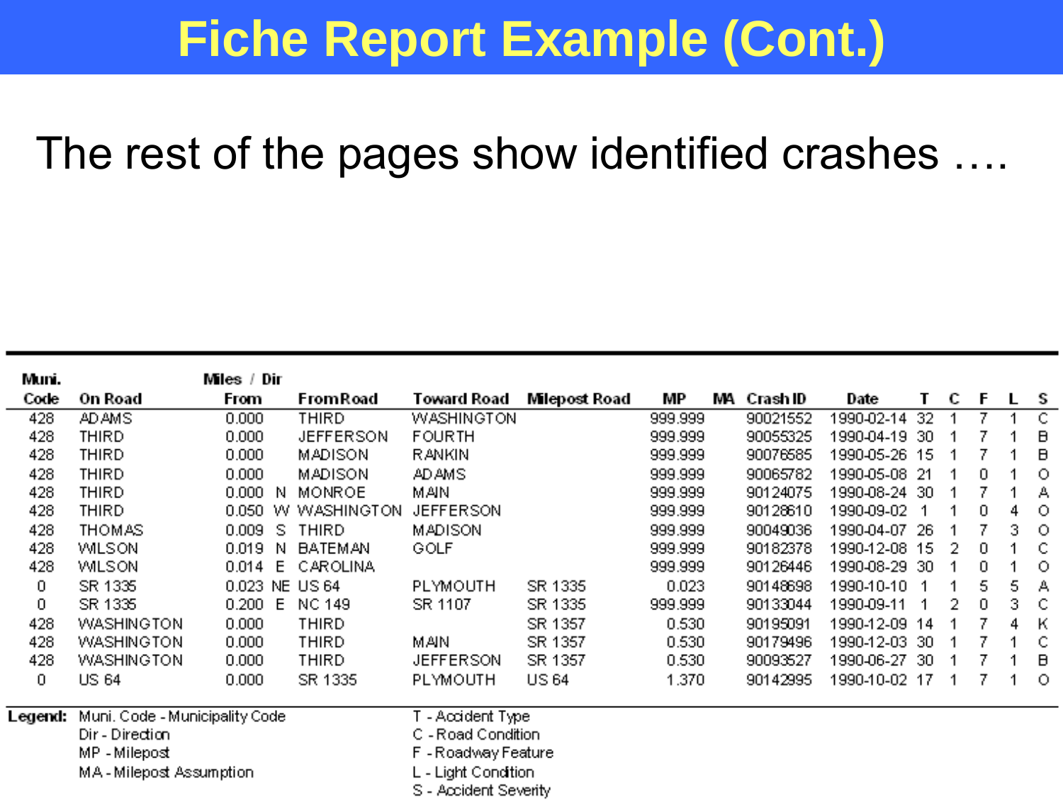# Fiche Report Example (Cont.)

The rest of the pages show identified crashes ….

| Muni. Code | On Road | Miles / Dir From | | From Road | Toward Road | Milepost Road | MP | MA | Crash ID | Date | T | C | F | L | S |
|---|---|---|---|---|---|---|---|---|---|---|---|---|---|---|---|
| 428 | ADAMS | 0.000 | | THIRD | WASHINGTON | | 999.999 | | 90021552 | 1990-02-14 | 32 | 1 | 7 | 1 | C |
| 428 | THIRD | 0.000 | | JEFFERSON | FOURTH | | 999.999 | | 90055325 | 1990-04-19 | 30 | 1 | 7 | 1 | B |
| 428 | THIRD | 0.000 | | MADISON | RANKIN | | 999.999 | | 90076585 | 1990-05-26 | 15 | 1 | 7 | 1 | B |
| 428 | THIRD | 0.000 | | MADISON | ADAMS | | 999.999 | | 90065782 | 1990-05-08 | 21 | 1 | 0 | 1 | O |
| 428 | THIRD | 0.000 | N | MONROE | MAIN | | 999.999 | | 90124075 | 1990-08-24 | 30 | 1 | 7 | 1 | A |
| 428 | THIRD | 0.050 | W | WASHINGTON | JEFFERSON | | 999.999 | | 90128610 | 1990-09-02 | 1 | 1 | 0 | 4 | O |
| 428 | THOMAS | 0.009 | S | THIRD | MADISON | | 999.999 | | 90049036 | 1990-04-07 | 26 | 1 | 7 | 3 | O |
| 428 | WILSON | 0.019 | N | BATEMAN | GOLF | | 999.999 | | 90182378 | 1990-12-08 | 15 | 2 | 0 | 1 | C |
| 428 | WILSON | 0.014 | E | CAROLINA | | | 999.999 | | 90126446 | 1990-08-29 | 30 | 1 | 0 | 1 | O |
| 0 | SR 1335 | 0.023 | NE | US 64 | PLYMOUTH | SR 1335 | 0.023 | | 90148698 | 1990-10-10 | 1 | 1 | 5 | 5 | A |
| 0 | SR 1335 | 0.200 | E | NC 149 | SR 1107 | SR 1335 | 999.999 | | 90133044 | 1990-09-11 | 1 | 2 | 0 | 3 | C |
| 428 | WASHINGTON | 0.000 | | THIRD | | SR 1357 | 0.530 | | 90195091 | 1990-12-09 | 14 | 1 | 7 | 4 | K |
| 428 | WASHINGTON | 0.000 | | THIRD | MAIN | SR 1357 | 0.530 | | 90179496 | 1990-12-03 | 30 | 1 | 7 | 1 | C |
| 428 | WASHINGTON | 0.000 | | THIRD | JEFFERSON | SR 1357 | 0.530 | | 90093527 | 1990-06-27 | 30 | 1 | 7 | 1 | B |
| 0 | US 64 | 0.000 | | SR 1335 | PLYMOUTH | US 64 | 1.370 | | 90142995 | 1990-10-02 | 17 | 1 | 7 | 1 | O |

**Legend:**
- Muni. Code - Municipality Code
- Dir - Direction
- MP - Milepost
- MA - Milepost Assumption
- T - Accident Type
- C - Road Condition
- F - Roadway Feature
- L - Light Condition
- S - Accident Severity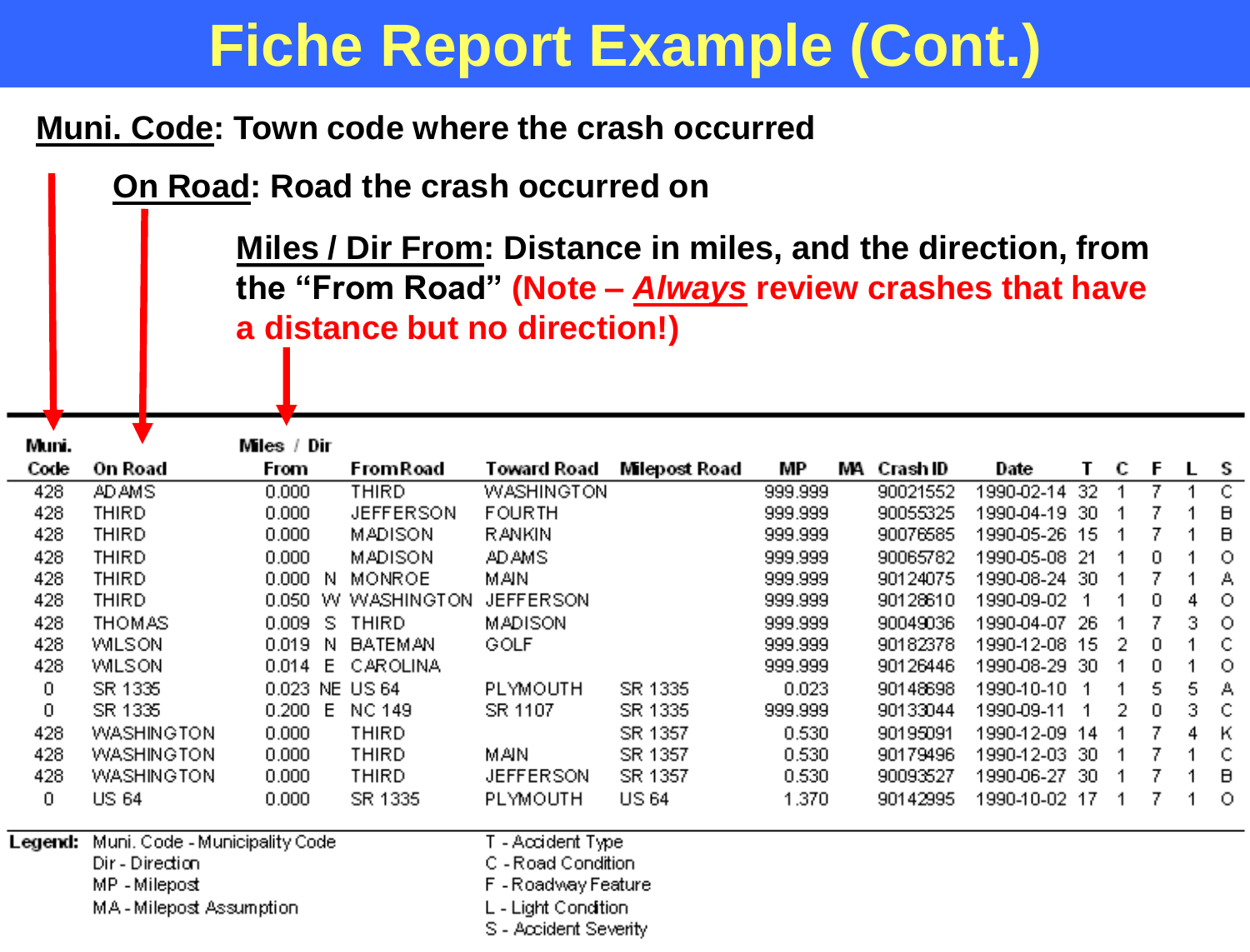# Fiche Report Example (Cont.)

**<u>Muni. Code</u>: Town code where the crash occurred**

**<u>On Road</u>: Road the crash occurred on**

**<u>Miles / Dir From</u>: Distance in miles, and the direction, from the "From Road" (Note – *<u>Always</u>* review crashes that have a distance but no direction!)**

| Muni. Code | On Road | Miles / Dir From | | From Road | Toward Road | Milepost Road | MP | MA | Crash ID | Date | T | C | F | L | S |
|---|---|---|---|---|---|---|---|---|---|---|---|---|---|---|---|
| 428 | ADAMS | 0.000 | | THIRD | WASHINGTON | | 999.999 | | 90021552 | 1990-02-14 | 32 | 1 | 7 | 1 | C |
| 428 | THIRD | 0.000 | | JEFFERSON | FOURTH | | 999.999 | | 90055325 | 1990-04-19 | 30 | 1 | 7 | 1 | B |
| 428 | THIRD | 0.000 | | MADISON | RANKIN | | 999.999 | | 90076585 | 1990-05-26 | 15 | 1 | 7 | 1 | B |
| 428 | THIRD | 0.000 | | MADISON | ADAMS | | 999.999 | | 90065782 | 1990-05-08 | 21 | 1 | 0 | 1 | O |
| 428 | THIRD | 0.000 | N | MONROE | MAIN | | 999.999 | | 90124075 | 1990-08-24 | 30 | 1 | 7 | 1 | A |
| 428 | THIRD | 0.050 | W | WASHINGTON | JEFFERSON | | 999.999 | | 90128610 | 1990-09-02 | 1 | 1 | 0 | 4 | O |
| 428 | THOMAS | 0.009 | S | THIRD | MADISON | | 999.999 | | 90049036 | 1990-04-07 | 26 | 1 | 7 | 3 | O |
| 428 | WILSON | 0.019 | N | BATEMAN | GOLF | | 999.999 | | 90182378 | 1990-12-08 | 15 | 2 | 0 | 1 | C |
| 428 | WILSON | 0.014 | E | CAROLINA | | | 999.999 | | 90126446 | 1990-08-29 | 30 | 1 | 0 | 1 | O |
| 0 | SR 1335 | 0.023 | NE | US 64 | PLYMOUTH | SR 1335 | 0.023 | | 90148698 | 1990-10-10 | 1 | 1 | 5 | 5 | A |
| 0 | SR 1335 | 0.200 | E | NC 149 | SR 1107 | SR 1335 | 999.999 | | 90133044 | 1990-09-11 | 1 | 2 | 0 | 3 | C |
| 428 | WASHINGTON | 0.000 | | THIRD | | SR 1357 | 0.530 | | 90195091 | 1990-12-09 | 14 | 1 | 7 | 4 | K |
| 428 | WASHINGTON | 0.000 | | THIRD | MAIN | SR 1357 | 0.530 | | 90179496 | 1990-12-03 | 30 | 1 | 7 | 1 | C |
| 428 | WASHINGTON | 0.000 | | THIRD | JEFFERSON | SR 1357 | 0.530 | | 90093527 | 1990-06-27 | 30 | 1 | 7 | 1 | B |
| 0 | US 64 | 0.000 | | SR 1335 | PLYMOUTH | US 64 | 1.370 | | 90142995 | 1990-10-02 | 17 | 1 | 7 | 1 | O |

**Legend:**
- Muni. Code - Municipality Code
- Dir - Direction
- MP - Milepost
- MA - Milepost Assumption
- T - Accident Type
- C - Road Condition
- F - Roadway Feature
- L - Light Condition
- S - Accident Severity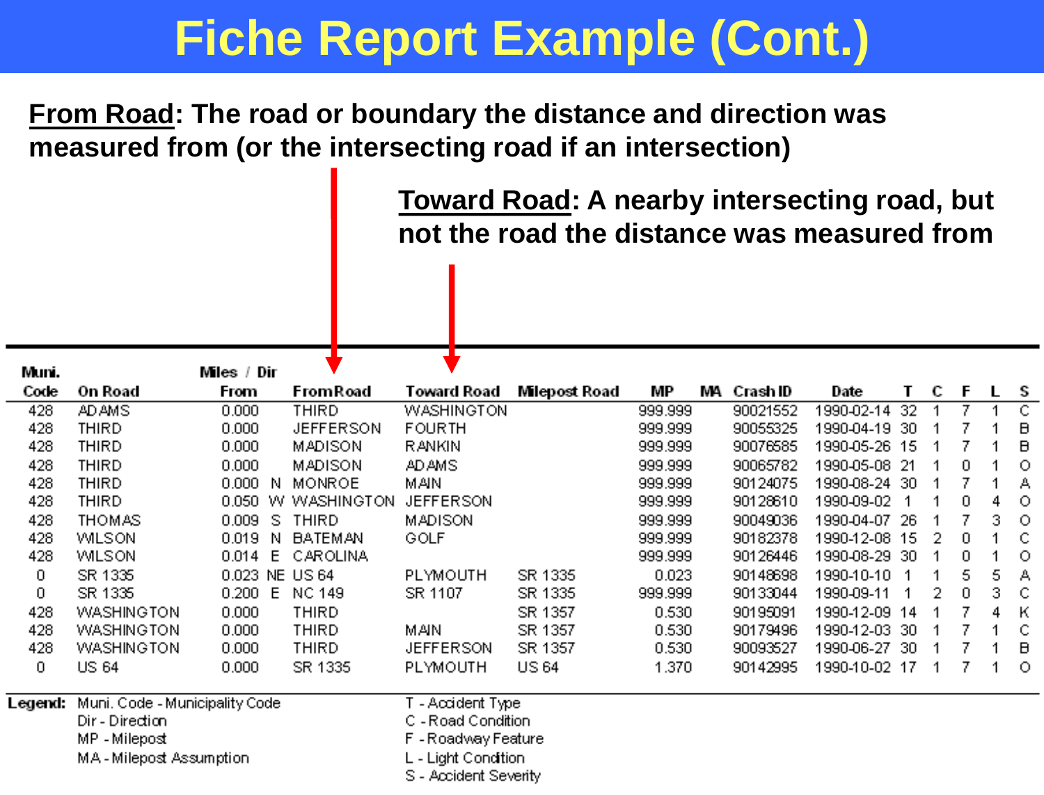# Fiche Report Example (Cont.)

**<u>From Road</u>: The road or boundary the distance and direction was measured from (or the intersecting road if an intersection)**

**<u>Toward Road</u>: A nearby intersecting road, but not the road the distance was measured from**

| Muni. Code | On Road | Miles From | / Dir | From Road | Toward Road | Milepost Road | MP | MA | Crash ID | Date | T | C | F | L | S |
|---|---|---|---|---|---|---|---|---|---|---|---|---|---|---|---|
| 428 | ADAMS | 0.000 | | THIRD | WASHINGTON | | 999.999 | | 90021552 | 1990-02-14 | 32 | 1 | 7 | 1 | C |
| 428 | THIRD | 0.000 | | JEFFERSON | FOURTH | | 999.999 | | 90055325 | 1990-04-19 | 30 | 1 | 7 | 1 | B |
| 428 | THIRD | 0.000 | | MADISON | RANKIN | | 999.999 | | 90076585 | 1990-05-26 | 15 | 1 | 7 | 1 | B |
| 428 | THIRD | 0.000 | | MADISON | ADAMS | | 999.999 | | 90065782 | 1990-05-08 | 21 | 1 | 0 | 1 | O |
| 428 | THIRD | 0.000 | N | MONROE | MAIN | | 999.999 | | 90124075 | 1990-08-24 | 30 | 1 | 7 | 1 | A |
| 428 | THIRD | 0.050 | W | WASHINGTON | JEFFERSON | | 999.999 | | 90128610 | 1990-09-02 | 1 | 1 | 0 | 4 | O |
| 428 | THOMAS | 0.009 | S | THIRD | MADISON | | 999.999 | | 90049036 | 1990-04-07 | 26 | 1 | 7 | 3 | O |
| 428 | WILSON | 0.019 | N | BATEMAN | GOLF | | 999.999 | | 90182378 | 1990-12-08 | 15 | 2 | 0 | 1 | C |
| 428 | WILSON | 0.014 | E | CAROLINA | | | 999.999 | | 90126446 | 1990-08-29 | 30 | 1 | 0 | 1 | O |
| 0 | SR 1335 | 0.023 | NE | US 64 | PLYMOUTH | SR 1335 | 0.023 | | 90148698 | 1990-10-10 | 1 | 1 | 5 | 5 | A |
| 0 | SR 1335 | 0.200 | E | NC 149 | SR 1107 | SR 1335 | 999.999 | | 90133044 | 1990-09-11 | 1 | 2 | 0 | 3 | C |
| 428 | WASHINGTON | 0.000 | | THIRD | | SR 1357 | 0.530 | | 90195091 | 1990-12-09 | 14 | 1 | 7 | 4 | K |
| 428 | WASHINGTON | 0.000 | | THIRD | MAIN | SR 1357 | 0.530 | | 90179496 | 1990-12-03 | 30 | 1 | 7 | 1 | C |
| 428 | WASHINGTON | 0.000 | | THIRD | JEFFERSON | SR 1357 | 0.530 | | 90093527 | 1990-06-27 | 30 | 1 | 7 | 1 | B |
| 0 | US 64 | 0.000 | | SR 1335 | PLYMOUTH | US 64 | 1.370 | | 90142995 | 1990-10-02 | 17 | 1 | 7 | 1 | O |

**Legend:**
- Muni. Code - Municipality Code
- Dir - Direction
- MP - Milepost
- MA - Milepost Assumption
- T - Accident Type
- C - Road Condition
- F - Roadway Feature
- L - Light Condition
- S - Accident Severity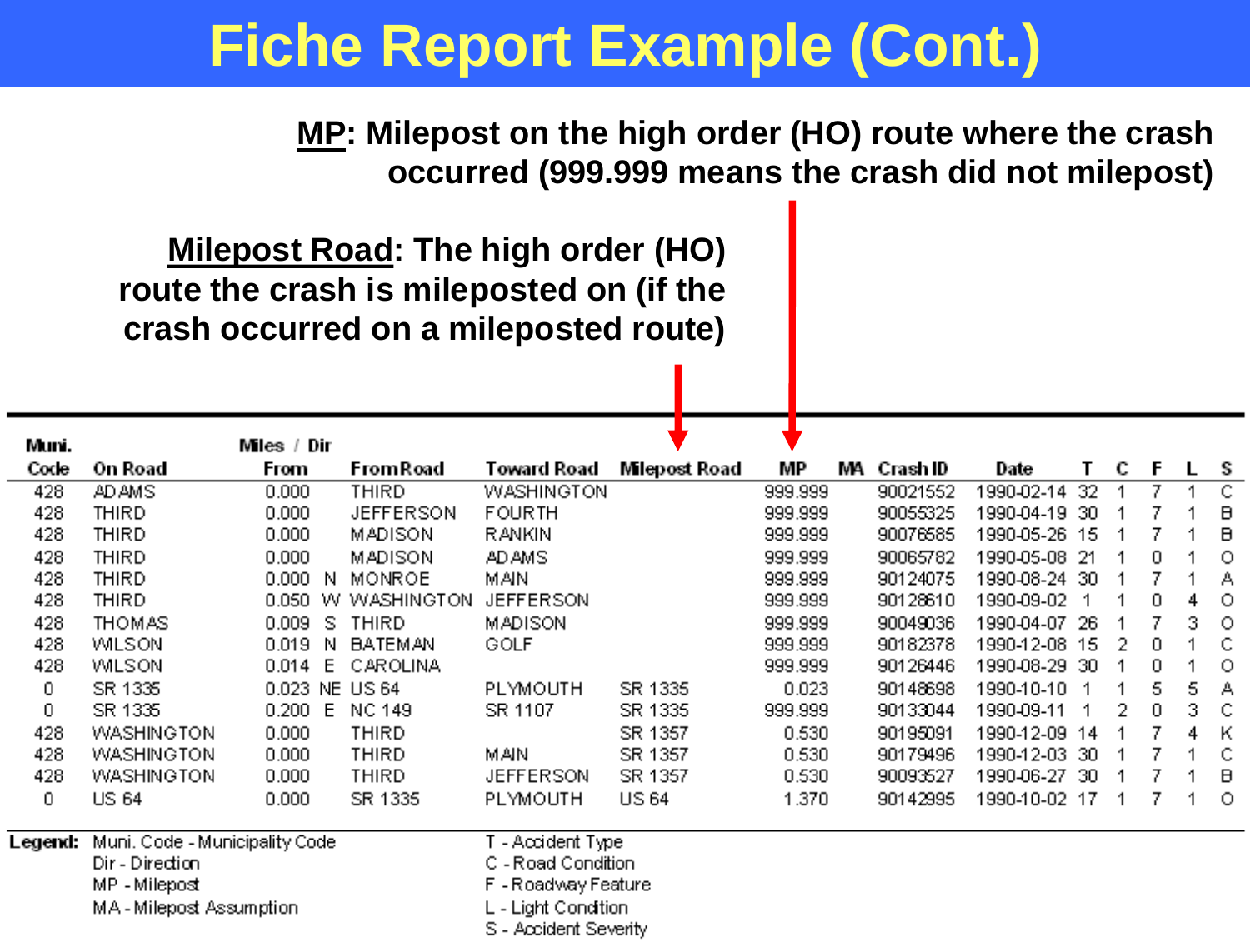# Fiche Report Example (Cont.)

**MP**: Milepost on the high order (HO) route where the crash occurred (999.999 means the crash did not milepost)

**Milepost Road**: The high order (HO) route the crash is mileposted on (if the crash occurred on a mileposted route)

| Muni. Code | On Road | Miles / Dir From | | From Road | Toward Road | Milepost Road | MP | MA | Crash ID | Date | T | C | F | L | S |
|---|---|---|---|---|---|---|---|---|---|---|---|---|---|---|---|
| 428 | ADAMS | 0.000 | | THIRD | WASHINGTON | | 999.999 | | 90021552 | 1990-02-14 | 32 | 1 | 7 | 1 | C |
| 428 | THIRD | 0.000 | | JEFFERSON | FOURTH | | 999.999 | | 90055325 | 1990-04-19 | 30 | 1 | 7 | 1 | B |
| 428 | THIRD | 0.000 | | MADISON | RANKIN | | 999.999 | | 90076585 | 1990-05-26 | 15 | 1 | 7 | 1 | B |
| 428 | THIRD | 0.000 | | MADISON | ADAMS | | 999.999 | | 90065782 | 1990-05-08 | 21 | 1 | 0 | 1 | O |
| 428 | THIRD | 0.000 | N | MONROE | MAIN | | 999.999 | | 90124075 | 1990-08-24 | 30 | 1 | 7 | 1 | A |
| 428 | THIRD | 0.050 | W | WASHINGTON | JEFFERSON | | 999.999 | | 90128610 | 1990-09-02 | 1 | 1 | 0 | 4 | O |
| 428 | THOMAS | 0.009 | S | THIRD | MADISON | | 999.999 | | 90049036 | 1990-04-07 | 26 | 1 | 7 | 3 | O |
| 428 | WILSON | 0.019 | N | BATEMAN | GOLF | | 999.999 | | 90182378 | 1990-12-08 | 15 | 2 | 0 | 1 | C |
| 428 | WILSON | 0.014 | E | CAROLINA | | | 999.999 | | 90126446 | 1990-08-29 | 30 | 1 | 0 | 1 | O |
| 0 | SR 1335 | 0.023 | NE | US 64 | PLYMOUTH | SR 1335 | 0.023 | | 90148698 | 1990-10-10 | 1 | 1 | 5 | 5 | A |
| 0 | SR 1335 | 0.200 | E | NC 149 | SR 1107 | SR 1335 | 999.999 | | 90133044 | 1990-09-11 | 1 | 2 | 0 | 3 | C |
| 428 | WASHINGTON | 0.000 | | THIRD | | SR 1357 | 0.530 | | 90195091 | 1990-12-09 | 14 | 1 | 7 | 4 | K |
| 428 | WASHINGTON | 0.000 | | THIRD | MAIN | SR 1357 | 0.530 | | 90179496 | 1990-12-03 | 30 | 1 | 7 | 1 | C |
| 428 | WASHINGTON | 0.000 | | THIRD | JEFFERSON | SR 1357 | 0.530 | | 90093527 | 1990-06-27 | 30 | 1 | 7 | 1 | B |
| 0 | US 64 | 0.000 | | SR 1335 | PLYMOUTH | US 64 | 1.370 | | 90142995 | 1990-10-02 | 17 | 1 | 7 | 1 | O |

**Legend:**
- Muni. Code - Municipality Code
- Dir - Direction
- MP - Milepost
- MA - Milepost Assumption
- T - Accident Type
- C - Road Condition
- F - Roadway Feature
- L - Light Condition
- S - Accident Severity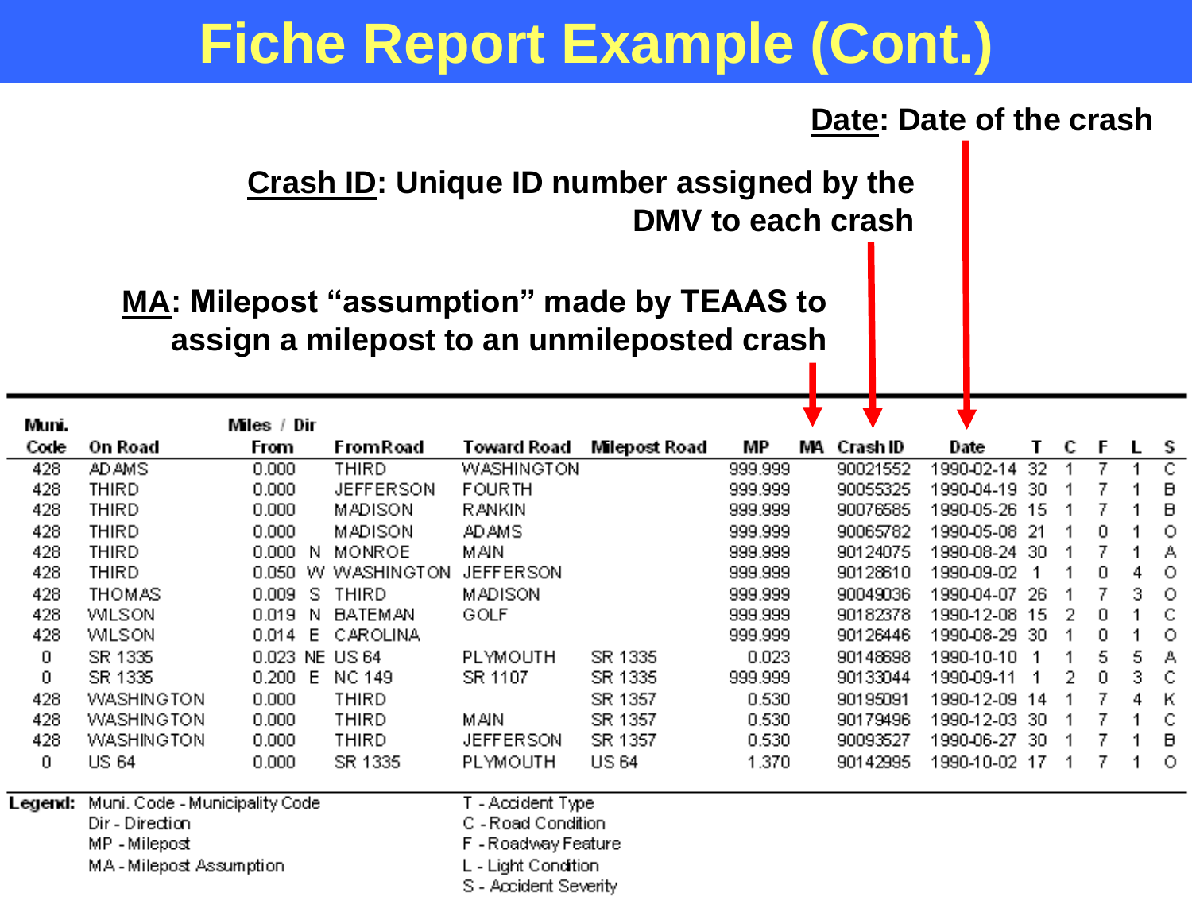# Fiche Report Example (Cont.)

**Date**: Date of the crash

**Crash ID**: Unique ID number assigned by the DMV to each crash

**MA**: Milepost "assumption" made by TEAAS to assign a milepost to an unmileposted crash

| Muni. Code | On Road | Miles From | / Dir | From Road | Toward Road | Milepost Road | MP | MA | Crash ID | Date | T | C | F | L | S |
|---|---|---|---|---|---|---|---|---|---|---|---|---|---|---|---|
| 428 | ADAMS | 0.000 | | THIRD | WASHINGTON | | 999.999 | | 90021552 | 1990-02-14 | 32 | 1 | 7 | 1 | C |
| 428 | THIRD | 0.000 | | JEFFERSON | FOURTH | | 999.999 | | 90055325 | 1990-04-19 | 30 | 1 | 7 | 1 | B |
| 428 | THIRD | 0.000 | | MADISON | RANKIN | | 999.999 | | 90076585 | 1990-05-26 | 15 | 1 | 7 | 1 | B |
| 428 | THIRD | 0.000 | | MADISON | ADAMS | | 999.999 | | 90065782 | 1990-05-08 | 21 | 1 | 0 | 1 | O |
| 428 | THIRD | 0.000 | N | MONROE | MAIN | | 999.999 | | 90124075 | 1990-08-24 | 30 | 1 | 7 | 1 | A |
| 428 | THIRD | 0.050 | W | WASHINGTON | JEFFERSON | | 999.999 | | 90128610 | 1990-09-02 | 1 | 1 | 0 | 4 | O |
| 428 | THOMAS | 0.009 | S | THIRD | MADISON | | 999.999 | | 90049036 | 1990-04-07 | 26 | 1 | 7 | 3 | O |
| 428 | WILSON | 0.019 | N | BATEMAN | GOLF | | 999.999 | | 90182378 | 1990-12-08 | 15 | 2 | 0 | 1 | C |
| 428 | WILSON | 0.014 | E | CAROLINA | | | 999.999 | | 90126446 | 1990-08-29 | 30 | 1 | 0 | 1 | O |
| 0 | SR 1335 | 0.023 | NE | US 64 | PLYMOUTH | SR 1335 | 0.023 | | 90148698 | 1990-10-10 | 1 | 1 | 5 | 5 | A |
| 0 | SR 1335 | 0.200 | E | NC 149 | SR 1107 | SR 1335 | 999.999 | | 90133044 | 1990-09-11 | 1 | 2 | 0 | 3 | C |
| 428 | WASHINGTON | 0.000 | | THIRD | | SR 1357 | 0.530 | | 90195091 | 1990-12-09 | 14 | 1 | 7 | 4 | K |
| 428 | WASHINGTON | 0.000 | | THIRD | MAIN | SR 1357 | 0.530 | | 90179496 | 1990-12-03 | 30 | 1 | 7 | 1 | C |
| 428 | WASHINGTON | 0.000 | | THIRD | JEFFERSON | SR 1357 | 0.530 | | 90093527 | 1990-06-27 | 30 | 1 | 7 | 1 | B |
| 0 | US 64 | 0.000 | | SR 1335 | PLYMOUTH | US 64 | 1.370 | | 90142995 | 1990-10-02 | 17 | 1 | 7 | 1 | O |

**Legend:**

- Muni. Code - Municipality Code
- Dir - Direction
- MP - Milepost
- MA - Milepost Assumption
- T - Accident Type
- C - Road Condition
- F - Roadway Feature
- L - Light Condition
- S - Accident Severity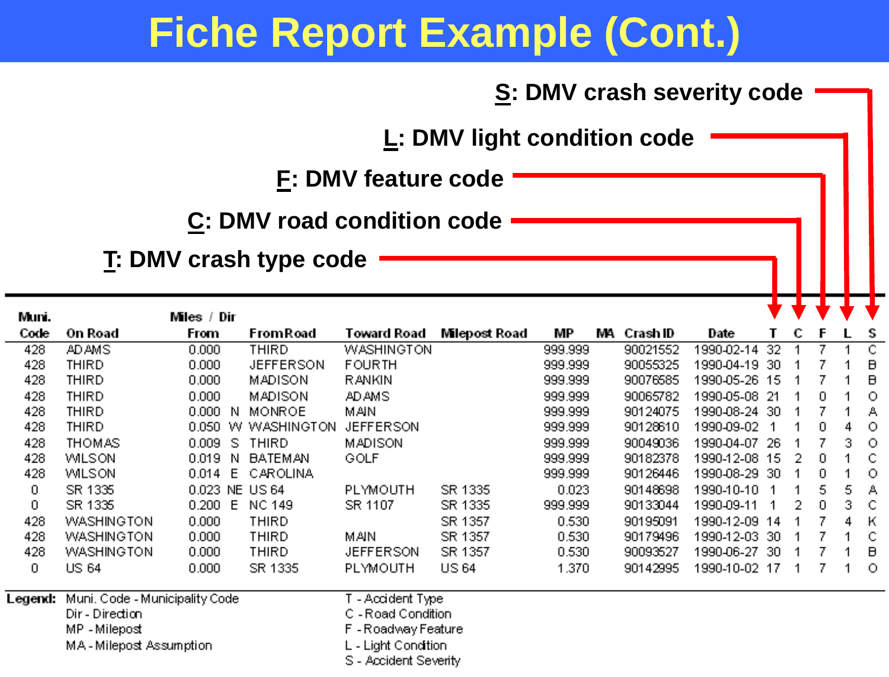# Fiche Report Example (Cont.)

**S: DMV crash severity code**

**L: DMV light condition code**

**F: DMV feature code**

**C: DMV road condition code**

**T: DMV crash type code**

| Muni. Code | On Road | Miles From | Dir | From Road | Toward Road | Milepost Road | MP | MA | Crash ID | Date | T | C | F | L | S |
|---|---|---|---|---|---|---|---|---|---|---|---|---|---|---|---|
| 428 | ADAMS | 0.000 | | THIRD | WASHINGTON | | 999.999 | | 90021552 | 1990-02-14 | 32 | 1 | 7 | 1 | C |
| 428 | THIRD | 0.000 | | JEFFERSON | FOURTH | | 999.999 | | 90055325 | 1990-04-19 | 30 | 1 | 7 | 1 | B |
| 428 | THIRD | 0.000 | | MADISON | RANKIN | | 999.999 | | 90076585 | 1990-05-26 | 15 | 1 | 7 | 1 | B |
| 428 | THIRD | 0.000 | | MADISON | ADAMS | | 999.999 | | 90065782 | 1990-05-08 | 21 | 1 | 0 | 1 | O |
| 428 | THIRD | 0.000 | N | MONROE | MAIN | | 999.999 | | 90124075 | 1990-08-24 | 30 | 1 | 7 | 1 | A |
| 428 | THIRD | 0.050 | W | WASHINGTON | JEFFERSON | | 999.999 | | 90128610 | 1990-09-02 | 1 | 1 | 0 | 4 | O |
| 428 | THOMAS | 0.009 | S | THIRD | MADISON | | 999.999 | | 90049036 | 1990-04-07 | 26 | 1 | 7 | 3 | O |
| 428 | WILSON | 0.019 | N | BATEMAN | GOLF | | 999.999 | | 90182378 | 1990-12-08 | 15 | 2 | 0 | 1 | C |
| 428 | WILSON | 0.014 | E | CAROLINA | | | 999.999 | | 90126446 | 1990-08-29 | 30 | 1 | 0 | 1 | O |
| 0 | SR 1335 | 0.023 | NE | US 64 | PLYMOUTH | SR 1335 | 0.023 | | 90148698 | 1990-10-10 | 1 | 1 | 5 | 5 | A |
| 0 | SR 1335 | 0.200 | E | NC 149 | SR 1107 | SR 1335 | 999.999 | | 90133044 | 1990-09-11 | 1 | 2 | 0 | 3 | C |
| 428 | WASHINGTON | 0.000 | | THIRD | | SR 1357 | 0.530 | | 90195091 | 1990-12-09 | 14 | 1 | 7 | 4 | K |
| 428 | WASHINGTON | 0.000 | | THIRD | MAIN | SR 1357 | 0.530 | | 90179496 | 1990-12-03 | 30 | 1 | 7 | 1 | C |
| 428 | WASHINGTON | 0.000 | | THIRD | JEFFERSON | SR 1357 | 0.530 | | 90093527 | 1990-06-27 | 30 | 1 | 7 | 1 | B |
| 0 | US 64 | 0.000 | | SR 1335 | PLYMOUTH | US 64 | 1.370 | | 90142995 | 1990-10-02 | 17 | 1 | 7 | 1 | O |

**Legend:**
- Muni. Code - Municipality Code
- Dir - Direction
- MP - Milepost
- MA - Milepost Assumption
- T - Accident Type
- C - Road Condition
- F - Roadway Feature
- L - Light Condition
- S - Accident Severity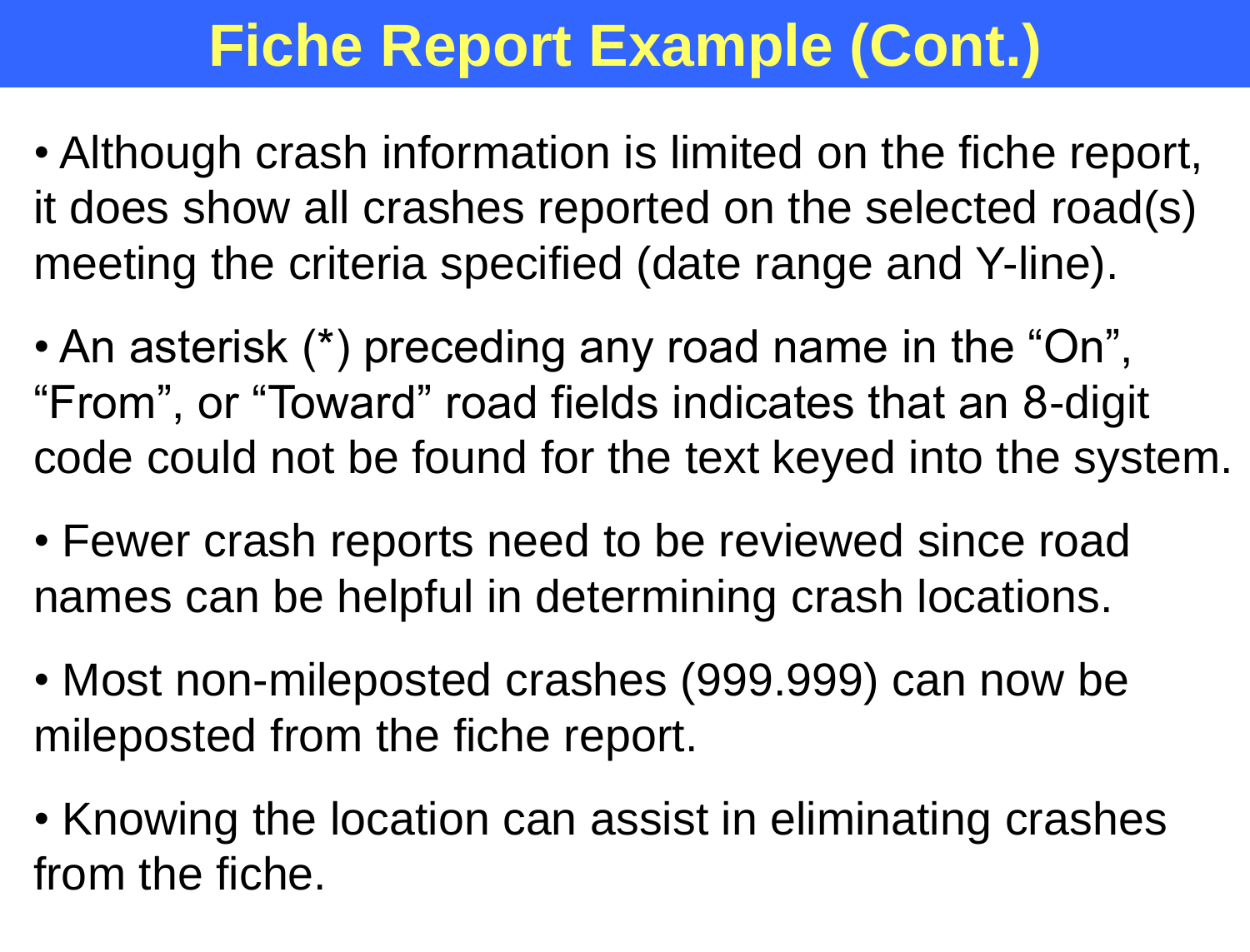# Fiche Report Example (Cont.)

- Although crash information is limited on the fiche report, it does show all crashes reported on the selected road(s) meeting the criteria specified (date range and Y-line).
- An asterisk (*) preceding any road name in the “On”, “From”, or “Toward” road fields indicates that an 8-digit code could not be found for the text keyed into the system.
- Fewer crash reports need to be reviewed since road names can be helpful in determining crash locations.
- Most non-mileposted crashes (999.999) can now be mileposted from the fiche report.
- Knowing the location can assist in eliminating crashes from the fiche.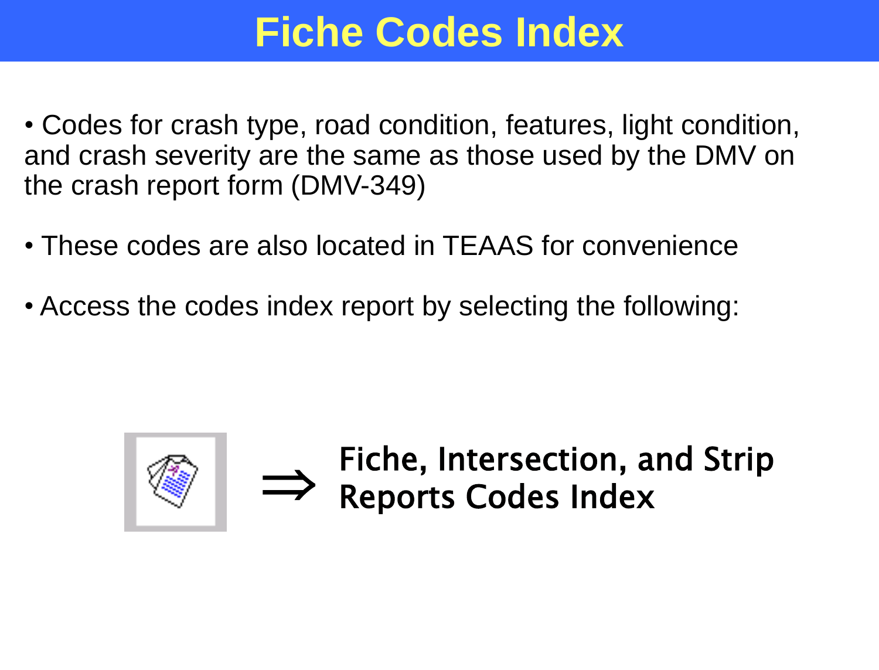# Fiche Codes Index

- Codes for crash type, road condition, features, light condition, and crash severity are the same as those used by the DMV on the crash report form (DMV-349)
- These codes are also located in TEAAS for convenience
- Access the codes index report by selecting the following:

⇒ **Fiche, Intersection, and Strip Reports Codes Index**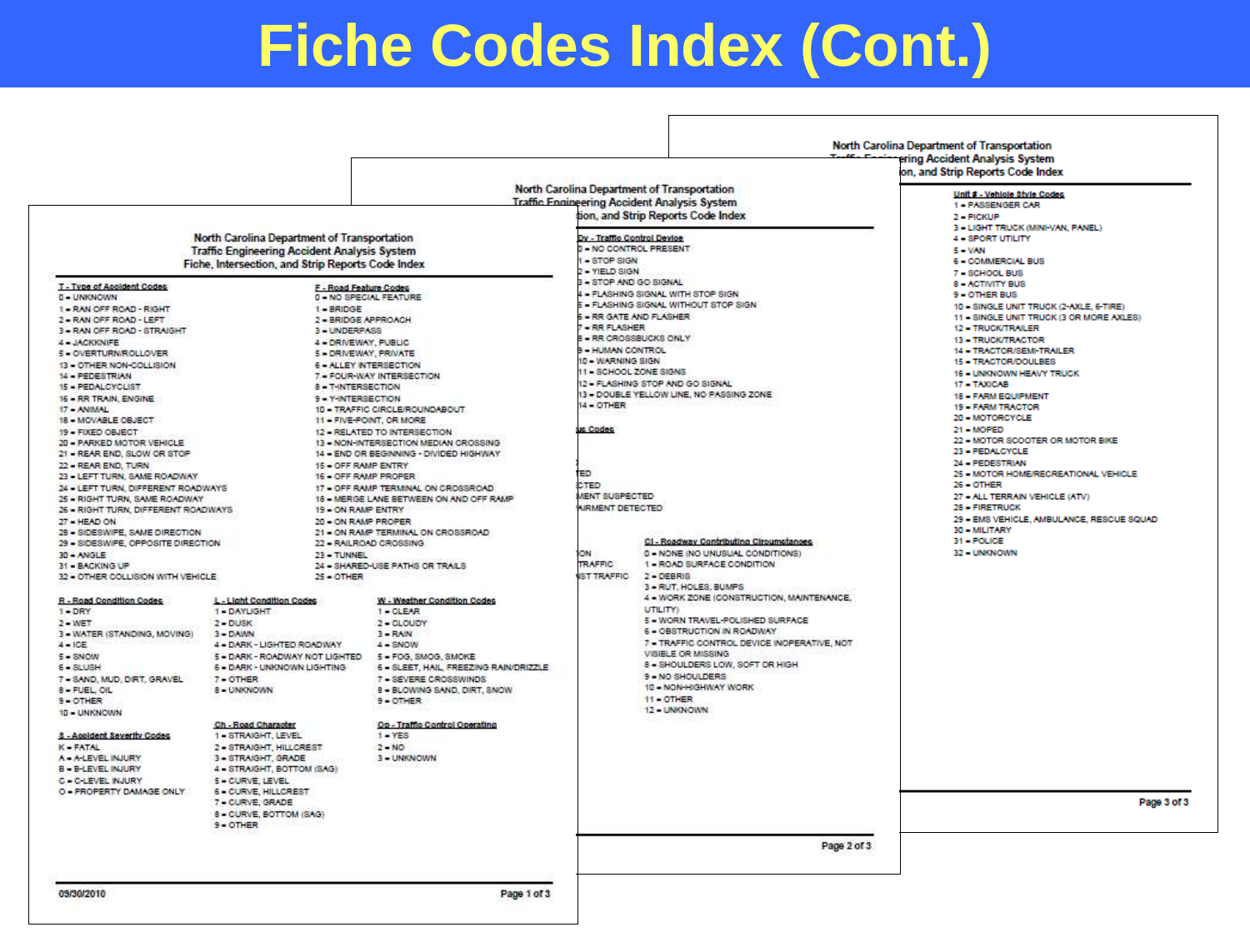# Fiche Codes Index (Cont.)

North Carolina Department of Transportation
Traffic Engineering Accident Analysis System
Fiche, Intersection, and Strip Reports Code Index

**T - Type of Accident Codes**
0 = UNKNOWN
1 = RAN OFF ROAD - RIGHT
2 = RAN OFF ROAD - LEFT
3 = RAN OFF ROAD - STRAIGHT
4 = JACKKNIFE
5 = OVERTURN/ROLLOVER
13 = OTHER NON-COLLISION
14 = PEDESTRIAN
15 = PEDALCYCLIST
16 = RR TRAIN, ENGINE
17 = ANIMAL
18 = MOVABLE OBJECT
19 = FIXED OBJECT
20 = PARKED MOTOR VEHICLE
21 = REAR END, SLOW OR STOP
22 = REAR END, TURN
23 = LEFT TURN, SAME ROADWAY
24 = LEFT TURN, DIFFERENT ROADWAYS
25 = RIGHT TURN, SAME ROADWAY
26 = RIGHT TURN, DIFFERENT ROADWAYS
27 = HEAD ON
28 = SIDESWIPE, SAME DIRECTION
29 = SIDESWIPE, OPPOSITE DIRECTION
30 = ANGLE
31 = BACKING UP
32 = OTHER COLLISION WITH VEHICLE

**F - Road Feature Codes**
0 = NO SPECIAL FEATURE
1 = BRIDGE
2 = BRIDGE APPROACH
3 = UNDERPASS
4 = DRIVEWAY, PUBLIC
5 = DRIVEWAY, PRIVATE
6 = ALLEY INTERSECTION
7 = FOUR-WAY INTERSECTION
8 = T-INTERSECTION
9 = Y-INTERSECTION
10 = TRAFFIC CIRCLE/ROUNDABOUT
11 = FIVE-POINT, OR MORE
12 = RELATED TO INTERSECTION
13 = NON-INTERSECTION MEDIAN CROSSING
14 = END OR BEGINNING - DIVIDED HIGHWAY
15 = OFF RAMP ENTRY
16 = OFF RAMP PROPER
17 = OFF RAMP TERMINAL ON CROSSROAD
18 = MERGE LANE BETWEEN ON AND OFF RAMP
19 = ON RAMP ENTRY
20 = ON RAMP PROPER
21 = ON RAMP TERMINAL ON CROSSROAD
22 = RAILROAD CROSSING
23 = TUNNEL
24 = SHARED-USE PATHS OR TRAILS
25 = OTHER

**R - Road Condition Codes**
1 = DRY
2 = WET
3 = WATER (STANDING, MOVING)
4 = ICE
5 = SNOW
6 = SLUSH
7 = SAND, MUD, DIRT, GRAVEL
8 = FUEL, OIL
9 = OTHER
10 = UNKNOWN

**L - Light Condition Codes**
1 = DAYLIGHT
2 = DUSK
3 = DAWN
4 = DARK - LIGHTED ROADWAY
5 = DARK - ROADWAY NOT LIGHTED
6 = DARK - UNKNOWN LIGHTING
7 = OTHER
8 = UNKNOWN

**W - Weather Condition Codes**
1 = CLEAR
2 = CLOUDY
3 = RAIN
4 = SNOW
5 = FOG, SMOG, SMOKE
6 = SLEET, HAIL, FREEZING RAIN/DRIZZLE
7 = SEVERE CROSSWINDS
8 = BLOWING SAND, DIRT, SNOW
9 = OTHER

**S - Accident Severity Codes**
K = FATAL
A = A-LEVEL INJURY
B = B-LEVEL INJURY
C = C-LEVEL INJURY
O = PROPERTY DAMAGE ONLY

**Ch - Road Character**
1 = STRAIGHT, LEVEL
2 = STRAIGHT, HILLCREST
3 = STRAIGHT, GRADE
4 = STRAIGHT, BOTTOM (SAG)
5 = CURVE, LEVEL
6 = CURVE, HILLCREST
7 = CURVE, GRADE
8 = CURVE, BOTTOM (SAG)
9 = OTHER

**Op - Traffic Control Operating**
1 = YES
2 = NO
3 = UNKNOWN

09/30/2010

**Dv - Traffic Control Device**
0 = NO CONTROL PRESENT
1 = STOP SIGN
2 = YIELD SIGN
3 = STOP AND GO SIGNAL
4 = FLASHING SIGNAL WITH STOP SIGN
5 = FLASHING SIGNAL WITHOUT STOP SIGN
6 = RR GATE AND FLASHER
7 = RR FLASHER
8 = RR CROSSBUCKS ONLY
9 = HUMAN CONTROL
10 = WARNING SIGN
11 = SCHOOL ZONE SIGNS
12 = FLASHING STOP AND GO SIGNAL
13 = DOUBLE YELLOW LINE, NO PASSING ZONE
14 = OTHER

...us Codes
...TED
...CTED
...MENT SUSPECTED
...AIRMENT DETECTED

...ON
...TRAFFIC
...ST TRAFFIC

**Cl - Roadway Contributing Circumstances**
0 = NONE (NO UNUSUAL CONDITIONS)
1 = ROAD SURFACE CONDITION
2 = DEBRIS
3 = RUT, HOLES, BUMPS
4 = WORK ZONE (CONSTRUCTION, MAINTENANCE, UTILITY)
5 = WORN TRAVEL-POLISHED SURFACE
6 = OBSTRUCTION IN ROADWAY
7 = TRAFFIC CONTROL DEVICE INOPERATIVE, NOT VISIBLE OR MISSING
8 = SHOULDERS LOW, SOFT OR HIGH
9 = NO SHOULDERS
10 = NON-HIGHWAY WORK
11 = OTHER
12 = UNKNOWN

**Unit # - Vehicle Style Codes**
1 = PASSENGER CAR
2 = PICKUP
3 = LIGHT TRUCK (MINI-VAN, PANEL)
4 = SPORT UTILITY
5 = VAN
6 = COMMERCIAL BUS
7 = SCHOOL BUS
8 = ACTIVITY BUS
9 = OTHER BUS
10 = SINGLE UNIT TRUCK (2-AXLE, 6-TIRE)
11 = SINGLE UNIT TRUCK (3 OR MORE AXLES)
12 = TRUCK/TRAILER
13 = TRUCK/TRACTOR
14 = TRACTOR/SEMI-TRAILER
15 = TRACTOR/DOUBLES
16 = UNKNOWN HEAVY TRUCK
17 = TAXICAB
18 = FARM EQUIPMENT
19 = FARM TRACTOR
20 = MOTORCYCLE
21 = MOPED
22 = MOTOR SCOOTER OR MOTOR BIKE
23 = PEDALCYCLE
24 = PEDESTRIAN
25 = MOTOR HOME/RECREATIONAL VEHICLE
26 = OTHER
27 = ALL TERRAIN VEHICLE (ATV)
28 = FIRETRUCK
29 = EMS VEHICLE, AMBULANCE, RESCUE SQUAD
30 = MILITARY
31 = POLICE
32 = UNKNOWN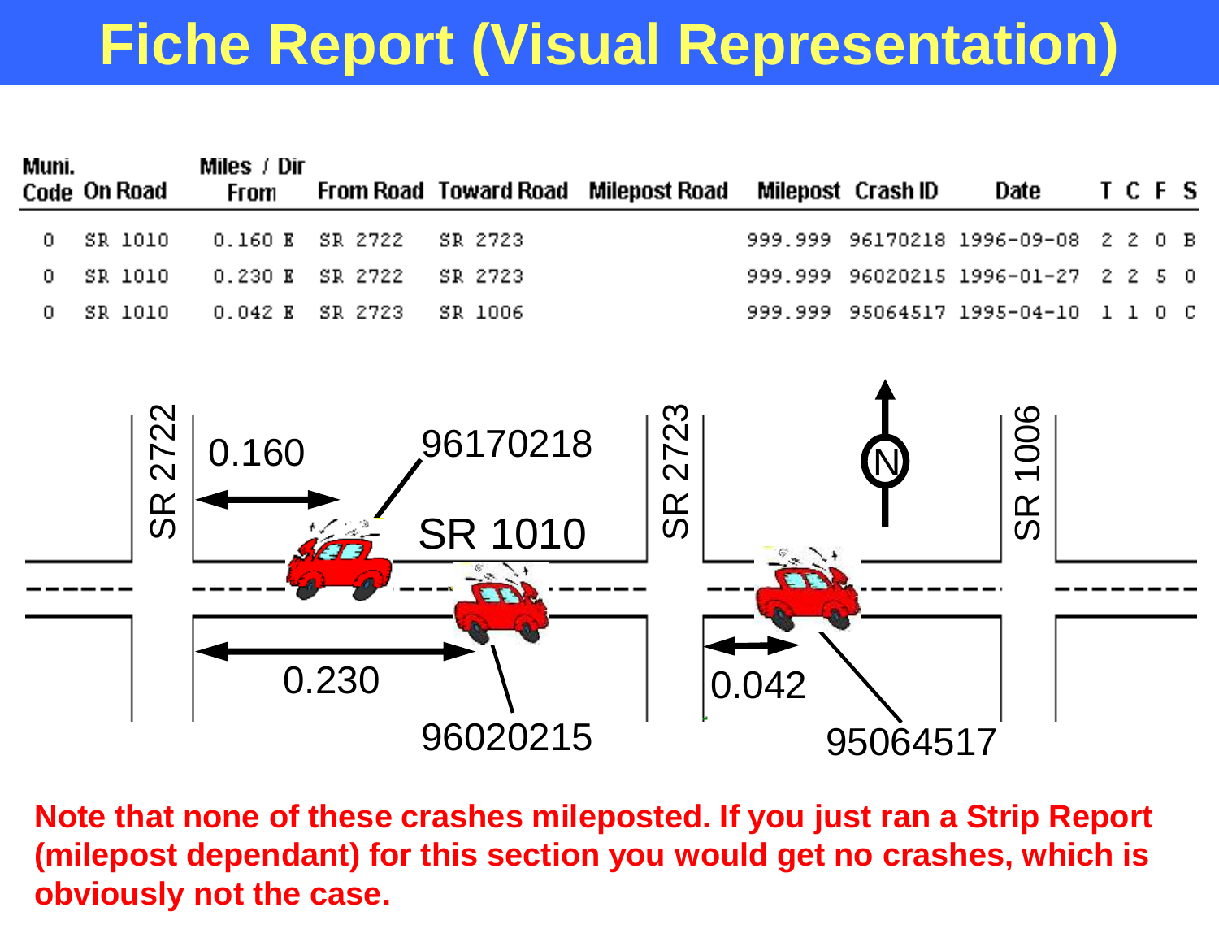# Fiche Report (Visual Representation)

| Muni. Code | On Road | Miles / Dir From | From Road | Toward Road | Milepost Road | Milepost | Crash ID | Date | T | C | F | S |
|---|---|---|---|---|---|---|---|---|---|---|---|---|
| 0 | SR 1010 | 0.160 E | SR 2722 | SR 2723 | | 999.999 | 96170218 | 1996-09-08 | 2 | 2 | 0 | B |
| 0 | SR 1010 | 0.230 E | SR 2722 | SR 2723 | | 999.999 | 96020215 | 1996-01-27 | 2 | 2 | 5 | 0 |
| 0 | SR 1010 | 0.042 E | SR 2723 | SR 1006 | | 999.999 | 95064517 | 1995-04-10 | 1 | 1 | 0 | C |

SR 2722, SR 2723, SR 1006, SR 1010, N

0.160 — 96170218

0.230 — 96020215

0.042 — 95064517

**Note that none of these crashes mileposted. If you just ran a Strip Report (milepost dependant) for this section you would get no crashes, which is obviously not the case.**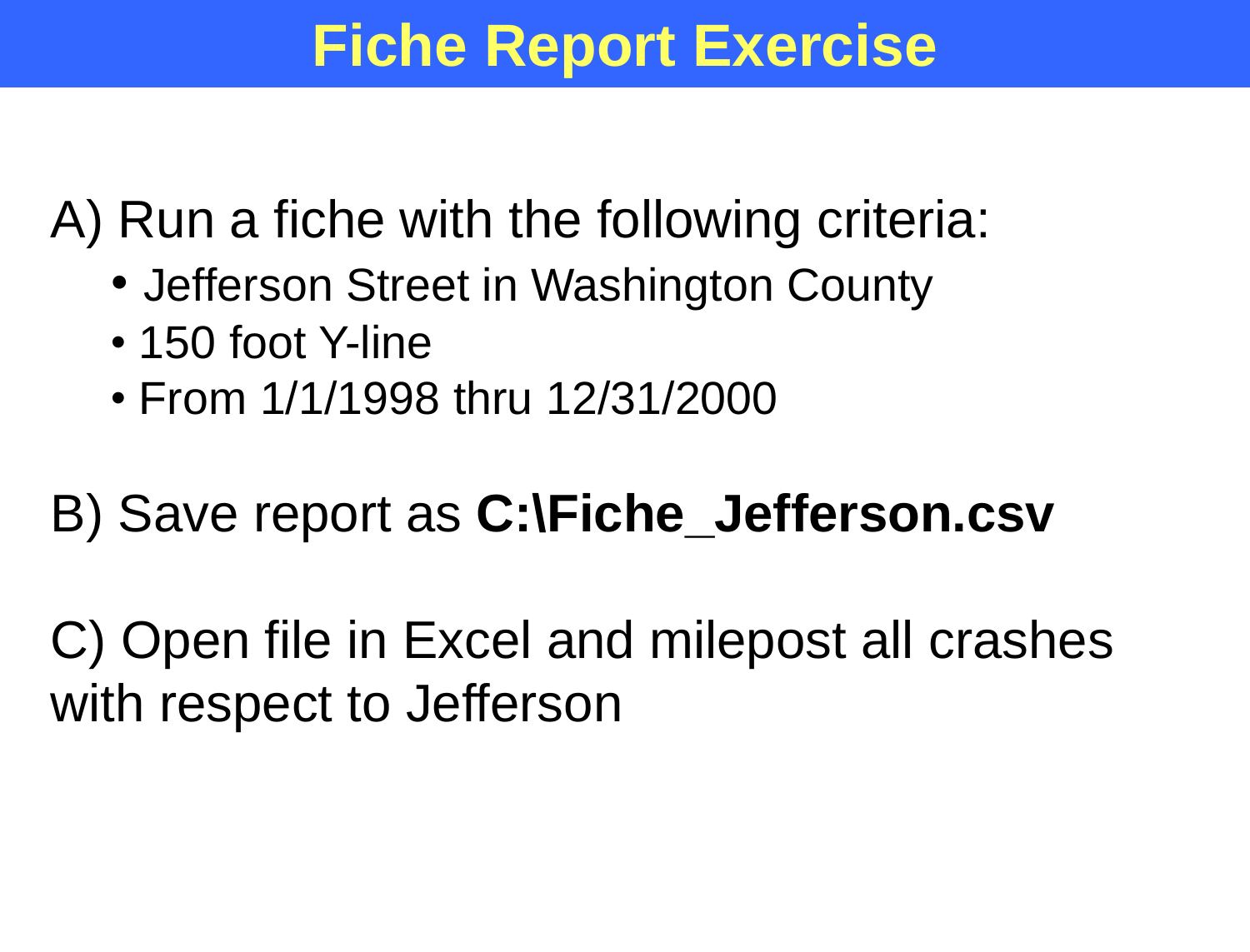# Fiche Report Exercise

A) Run a fiche with the following criteria:

- Jefferson Street in Washington County
- 150 foot Y-line
- From 1/1/1998 thru 12/31/2000

B) Save report as **C:\Fiche_Jefferson.csv**

C) Open file in Excel and milepost all crashes with respect to Jefferson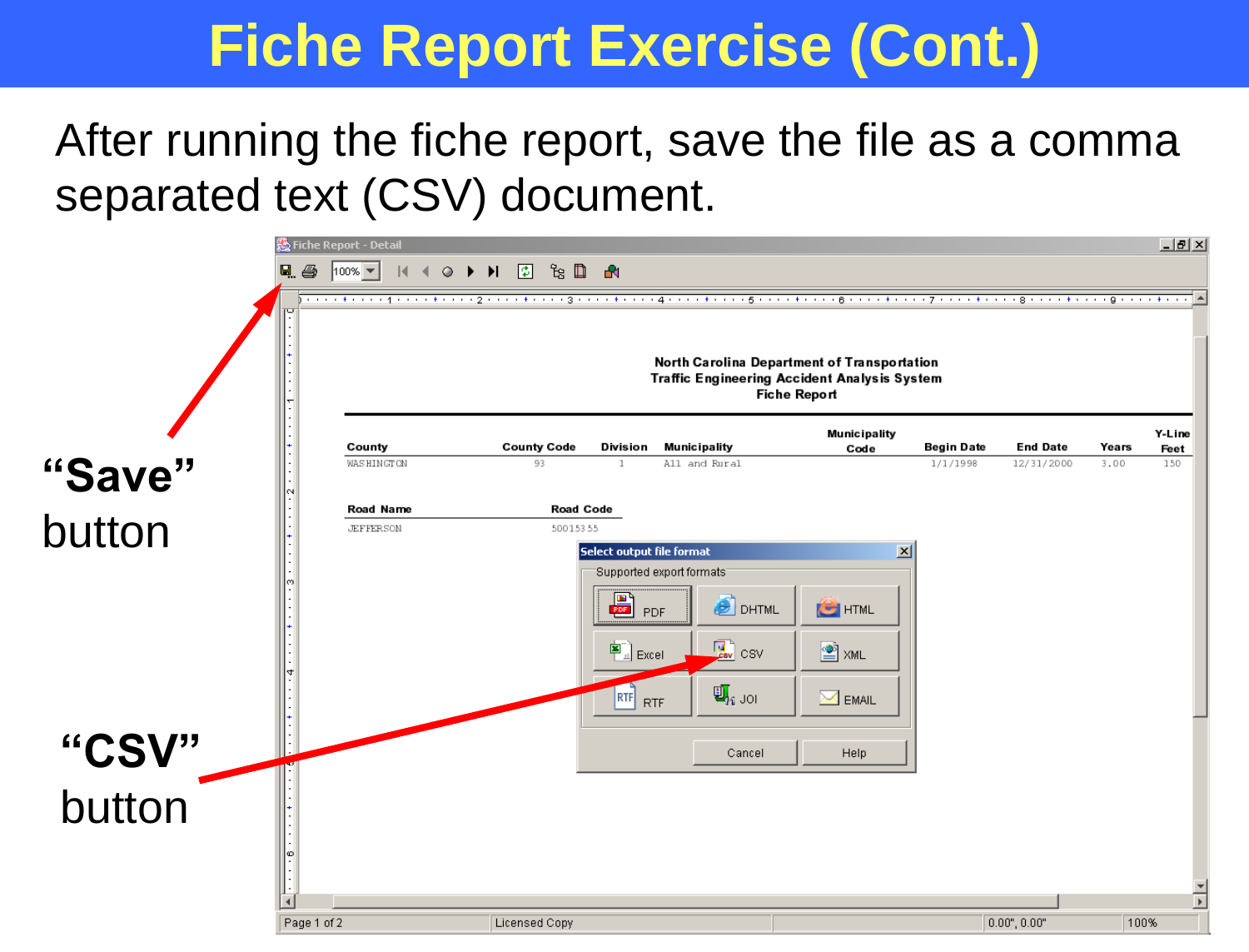# Fiche Report Exercise (Cont.)

After running the fiche report, save the file as a comma separated text (CSV) document.

Fiche Report - Detail

North Carolina Department of Transportation
Traffic Engineering Accident Analysis System
Fiche Report

| County | County Code | Division | Municipality | Municipality Code | Begin Date | End Date | Years | Y-Line Feet |
|---|---|---|---|---|---|---|---|---|
| WASHINGTON | 93 | 1 | All and Rural | | 1/1/1998 | 12/31/2000 | 3.00 | 150 |

| Road Name | Road Code |
|---|---|
| JEFFERSON | 50015355 |

Select output file format

Supported export formats

PDF | DHTML | HTML
Excel | CSV | XML
RTF | JOI | EMAIL

Cancel | Help

Page 1 of 2 | Licensed Copy | 0.00", 0.00" | 100%

**"Save"** button

**"CSV"** button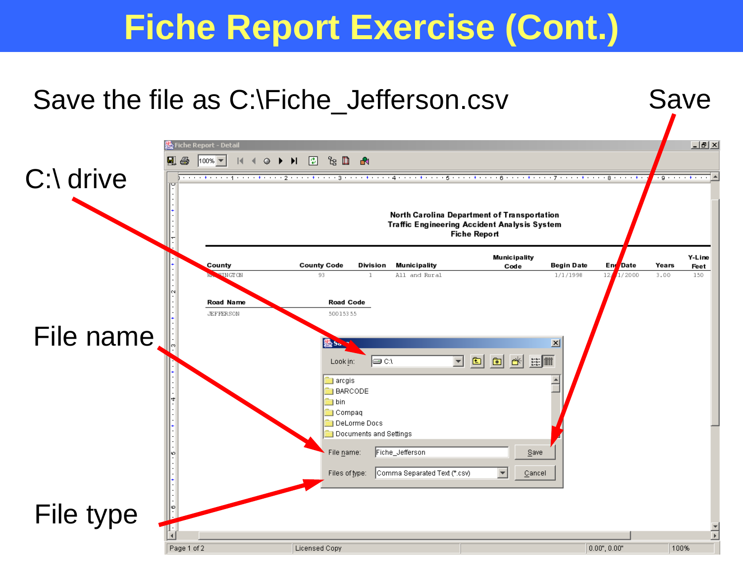# Fiche Report Exercise (Cont.)

Save the file as C:\Fiche_Jefferson.csv

Save

C:\ drive

File name

File type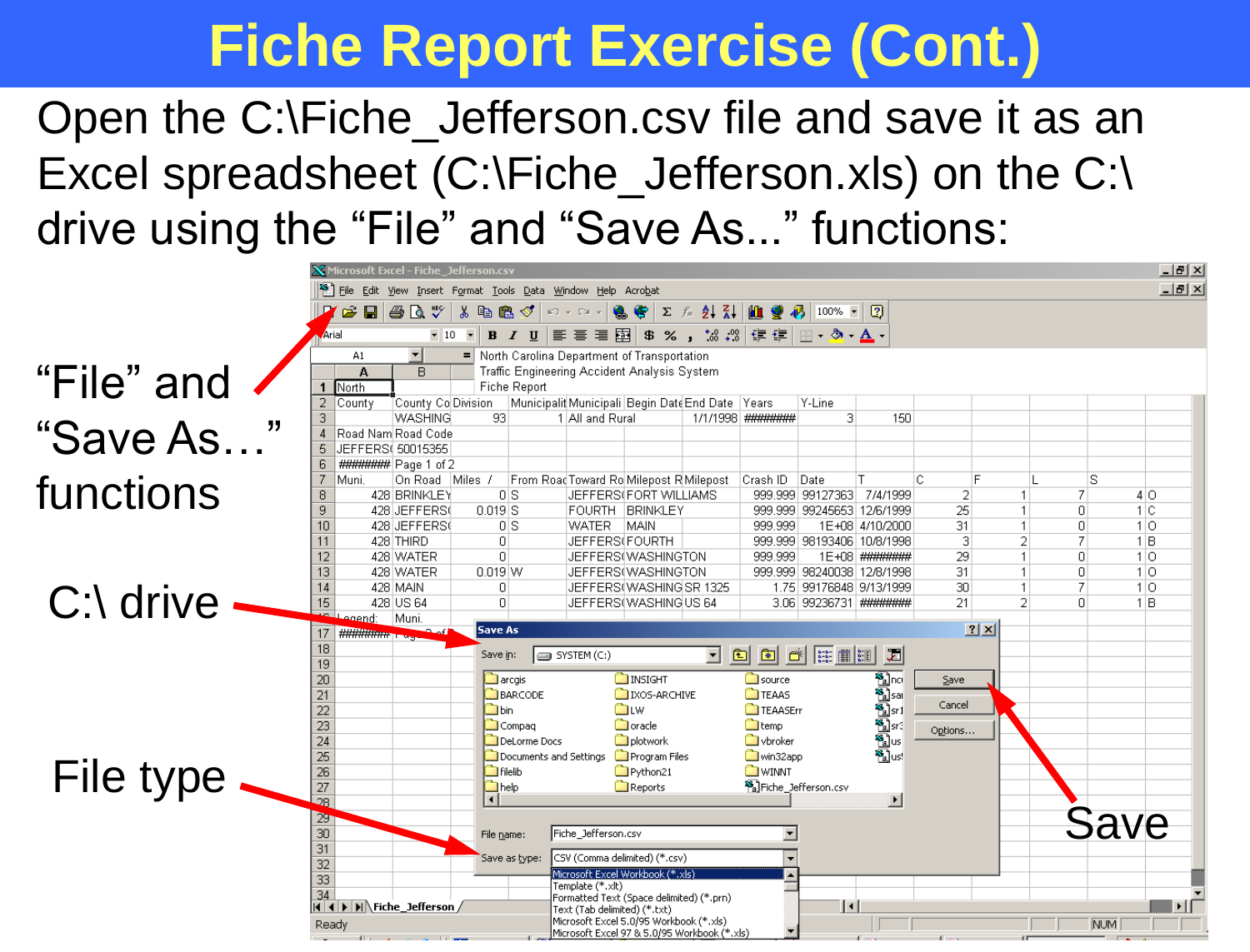# Fiche Report Exercise (Cont.)

Open the C:\Fiche_Jefferson.csv file and save it as an Excel spreadsheet (C:\Fiche_Jefferson.xls) on the C:\ drive using the “File” and “Save As...” functions:

“File” and “Save As…” functions

C:\ drive

File type

Save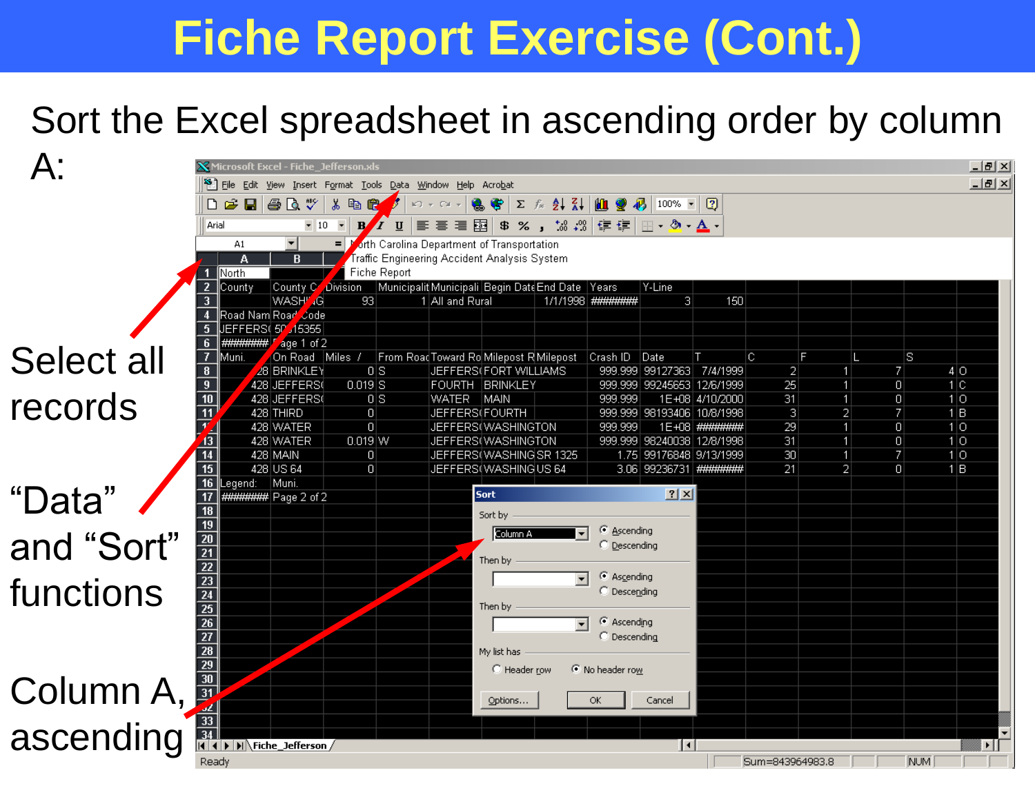# Fiche Report Exercise (Cont.)

Sort the Excel spreadsheet in ascending order by column A:

Select all records

"Data" and "Sort" functions

Column A, ascending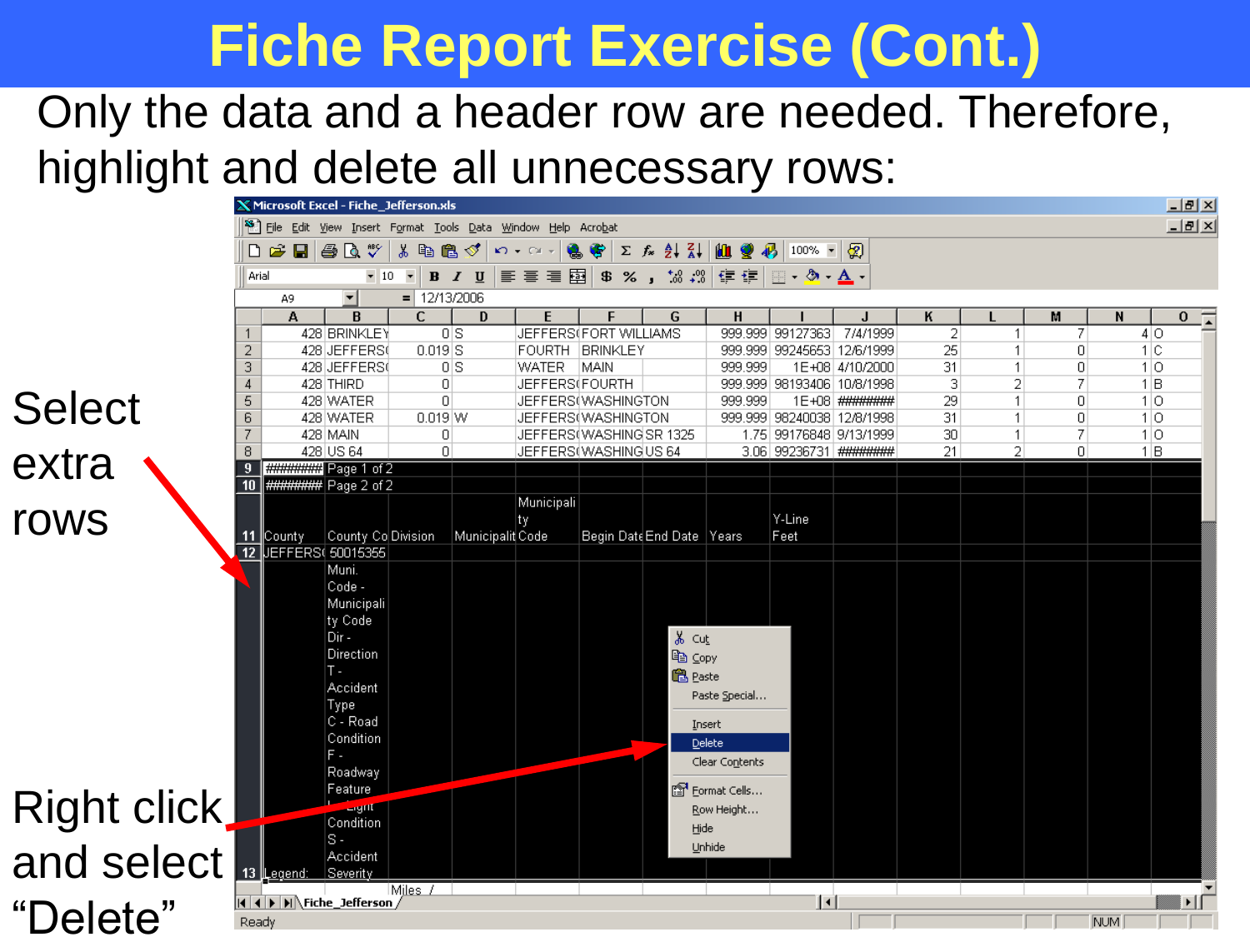# Fiche Report Exercise (Cont.)

Only the data and a header row are needed. Therefore, highlight and delete all unnecessary rows:

Select extra rows

Right click and select "Delete"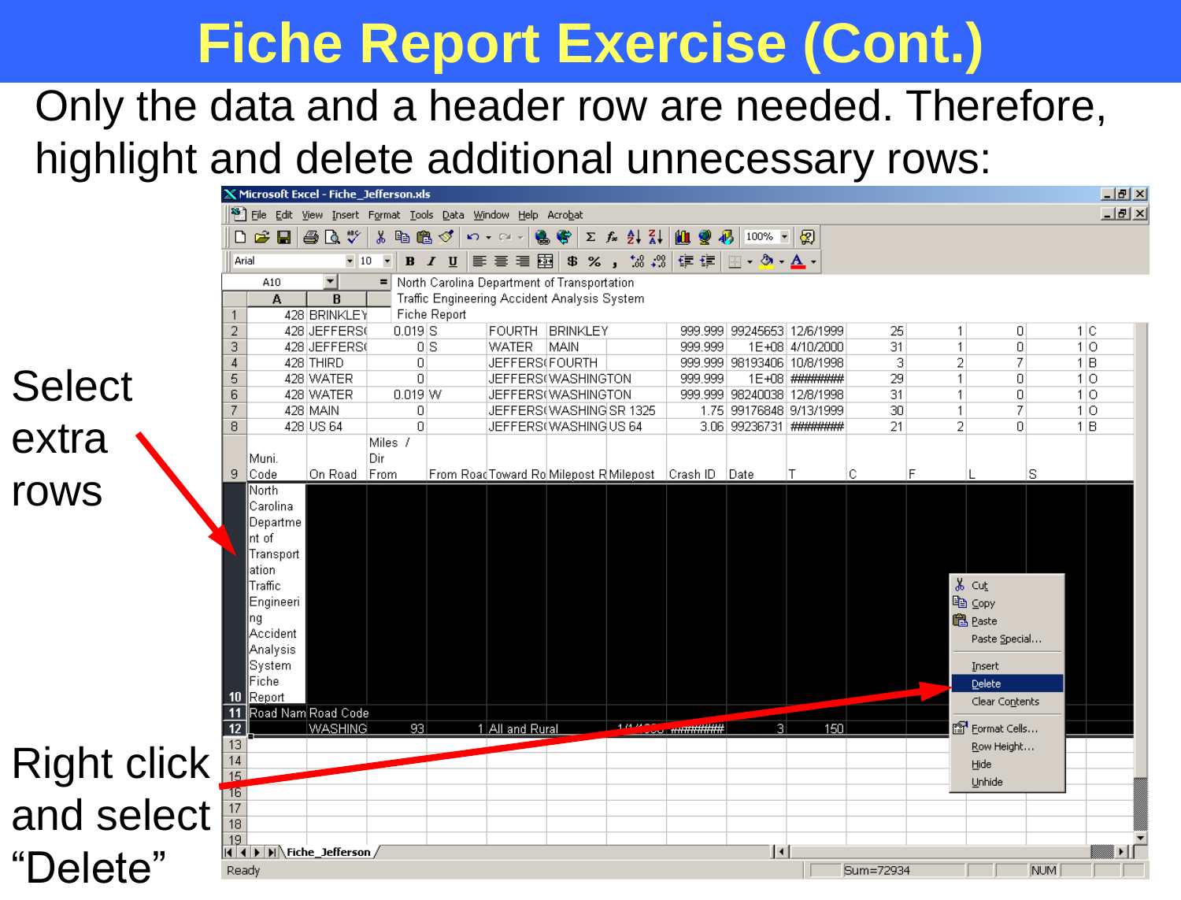# Fiche Report Exercise (Cont.)

Only the data and a header row are needed. Therefore, highlight and delete additional unnecessary rows:

Select extra rows

Right click and select "Delete"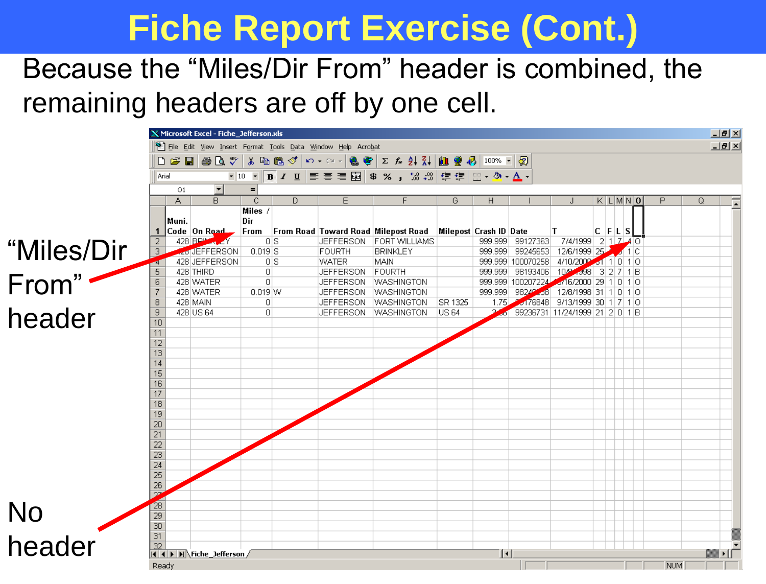# Fiche Report Exercise (Cont.)

Because the "Miles/Dir From" header is combined, the remaining headers are off by one cell.

"Miles/Dir From" header

No header

| | A | B | C | D | E | F | G | H | I | J | K | L | M | N | O |
|---|---|---|---|---|---|---|---|---|---|---|---|---|---|---|---|
| 1 | Muni. Code | On Road | Miles / Dir From | From Road | Toward Road | Milepost Road | Milepost | Crash ID | Date | T | C | F | L | S | |
| 2 | 428 | BRINKLEY | 0 | S | JEFFERSON | FORT WILLIAMS | | 999.999 | 99127363 | 7/4/1999 | 2 | 1 | 7 | 4 | O |
| 3 | 428 | JEFFERSON | 0.019 | S | FOURTH | BRINKLEY | | 999.999 | 99245653 | 12/6/1999 | 25 | | | 1 | C |
| 4 | 428 | JEFFERSON | 0 | S | WATER | MAIN | | 999.999 | 100070258 | 4/10/2000 | 31 | 1 | 0 | 1 | O |
| 5 | 428 | THIRD | 0 | | JEFFERSON | FOURTH | | 999.999 | 98193406 | 10/ 998 | 3 | 2 | 7 | 1 | B |
| 6 | 428 | WATER | 0 | | JEFFERSON | WASHINGTON | | 999.999 | 100207224 | /16/2000 | 29 | 1 | 0 | 1 | O |
| 7 | 428 | WATER | 0.019 | W | JEFFERSON | WASHINGTON | | 999.999 | 9824 38 | 12/8/1998 | 31 | 1 | 0 | 1 | O |
| 8 | 428 | MAIN | 0 | | JEFFERSON | WASHINGTON | SR 1325 | 1.75 | 176848 | 9/13/1999 | 30 | 1 | 7 | 1 | O |
| 9 | 428 | US 64 | 0 | | JEFFERSON | WASHINGTON | US 64 | 3 | 99236731 | 11/24/1999 | 21 | 2 | 0 | 1 | B |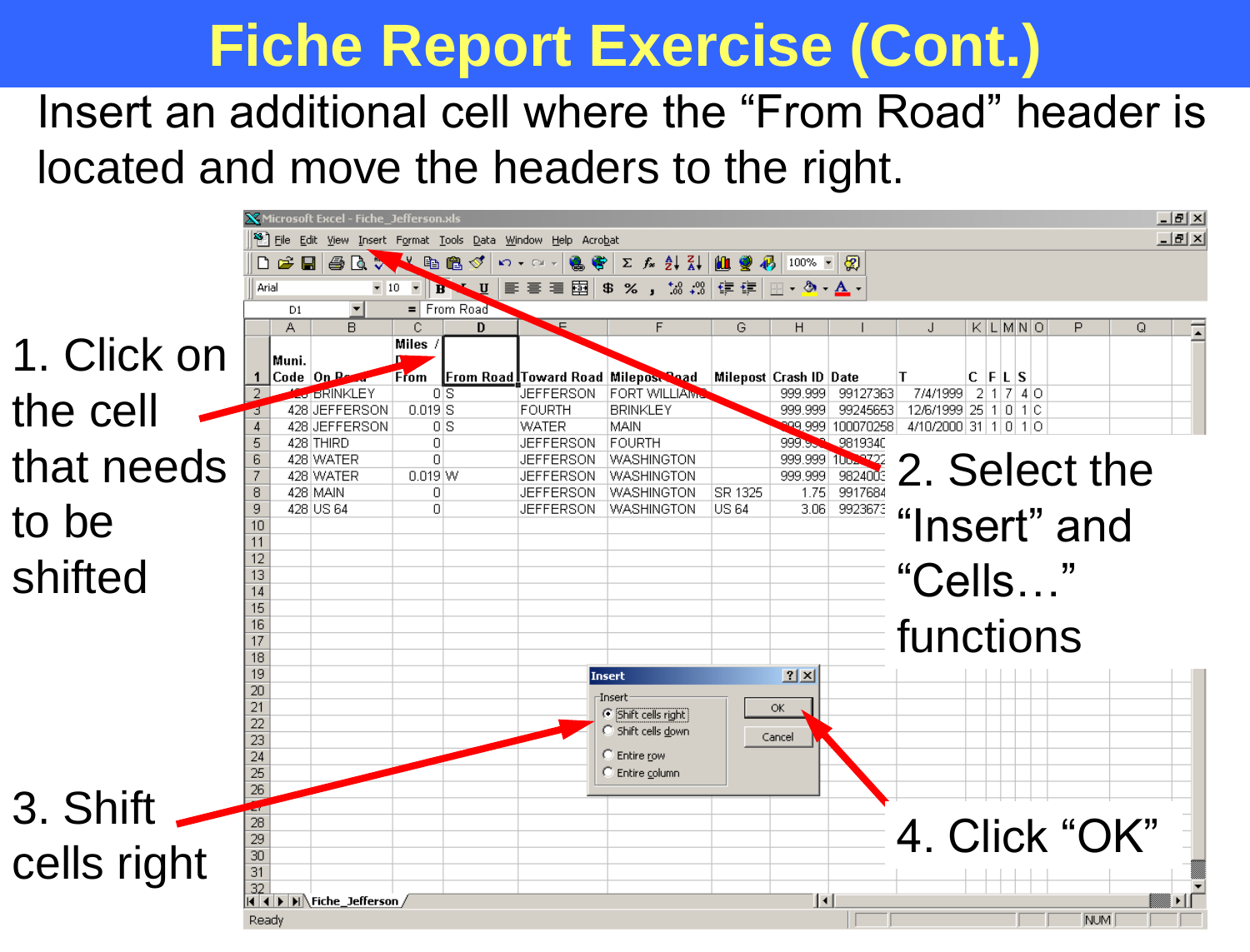# Fiche Report Exercise (Cont.)

Insert an additional cell where the "From Road" header is located and move the headers to the right.

1. Click on the cell that needs to be shifted

2. Select the "Insert" and "Cells…" functions

3. Shift cells right

4. Click "OK"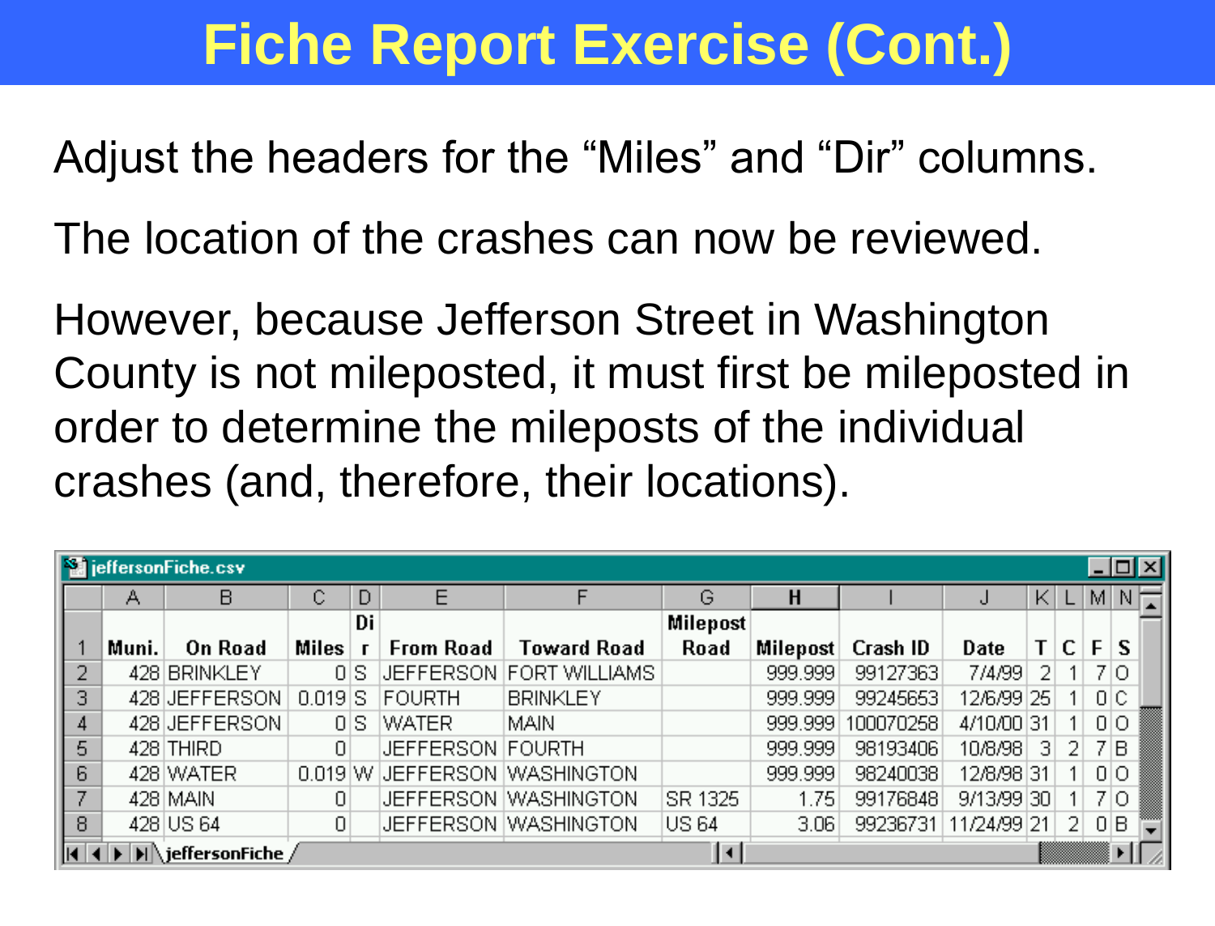# Fiche Report Exercise (Cont.)

Adjust the headers for the “Miles” and “Dir” columns.

The location of the crashes can now be reviewed.

However, because Jefferson Street in Washington County is not mileposted, it must first be mileposted in order to determine the mileposts of the individual crashes (and, therefore, their locations).

jeffersonFiche.csv

| | A | B | C | D | E | F | G | H | I | J | K | L | M | N |
|---|---|---|---|---|---|---|---|---|---|---|---|---|---|---|
| 1 | Muni. | On Road | Miles | Dir | From Road | Toward Road | Milepost Road | Milepost | Crash ID | Date | T | C | F | S |
| 2 | 428 | BRINKLEY | 0 | S | JEFFERSON | FORT WILLIAMS | | 999.999 | 99127363 | 7/4/99 | 2 | 1 | 7 | O |
| 3 | 428 | JEFFERSON | 0.019 | S | FOURTH | BRINKLEY | | 999.999 | 99245653 | 12/6/99 | 25 | 1 | 0 | C |
| 4 | 428 | JEFFERSON | 0 | S | WATER | MAIN | | 999.999 | 100070258 | 4/10/00 | 31 | 1 | 0 | O |
| 5 | 428 | THIRD | 0 | | JEFFERSON | FOURTH | | 999.999 | 98193406 | 10/8/98 | 3 | 2 | 7 | B |
| 6 | 428 | WATER | 0.019 | W | JEFFERSON | WASHINGTON | | 999.999 | 98240038 | 12/8/98 | 31 | 1 | 0 | O |
| 7 | 428 | MAIN | 0 | | JEFFERSON | WASHINGTON | SR 1325 | 1.75 | 99176848 | 9/13/99 | 30 | 1 | 7 | O |
| 8 | 428 | US 64 | 0 | | JEFFERSON | WASHINGTON | US 64 | 3.06 | 99236731 | 11/24/99 | 21 | 2 | 0 | B |

jeffersonFiche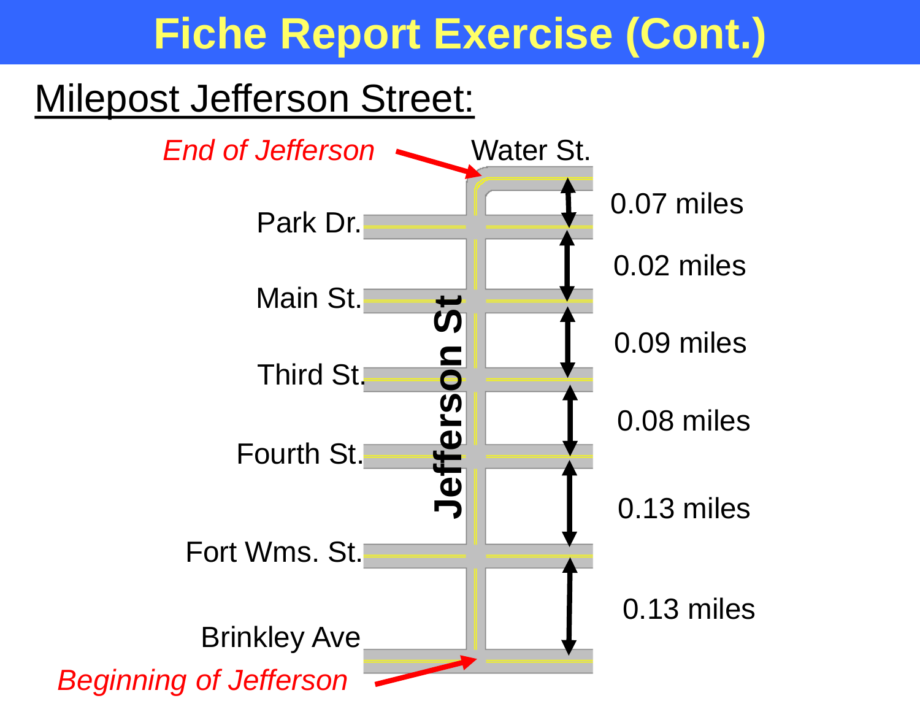# Fiche Report Exercise (Cont.)

## Milepost Jefferson Street:

*End of Jefferson* — Water St.

Park Dr. — 0.07 miles

Main St. — 0.02 miles

Third St. — 0.09 miles

Fourth St. — 0.08 miles

Fort Wms. St. — 0.13 miles

Brinkley Ave — 0.13 miles

*Beginning of Jefferson*

Jefferson St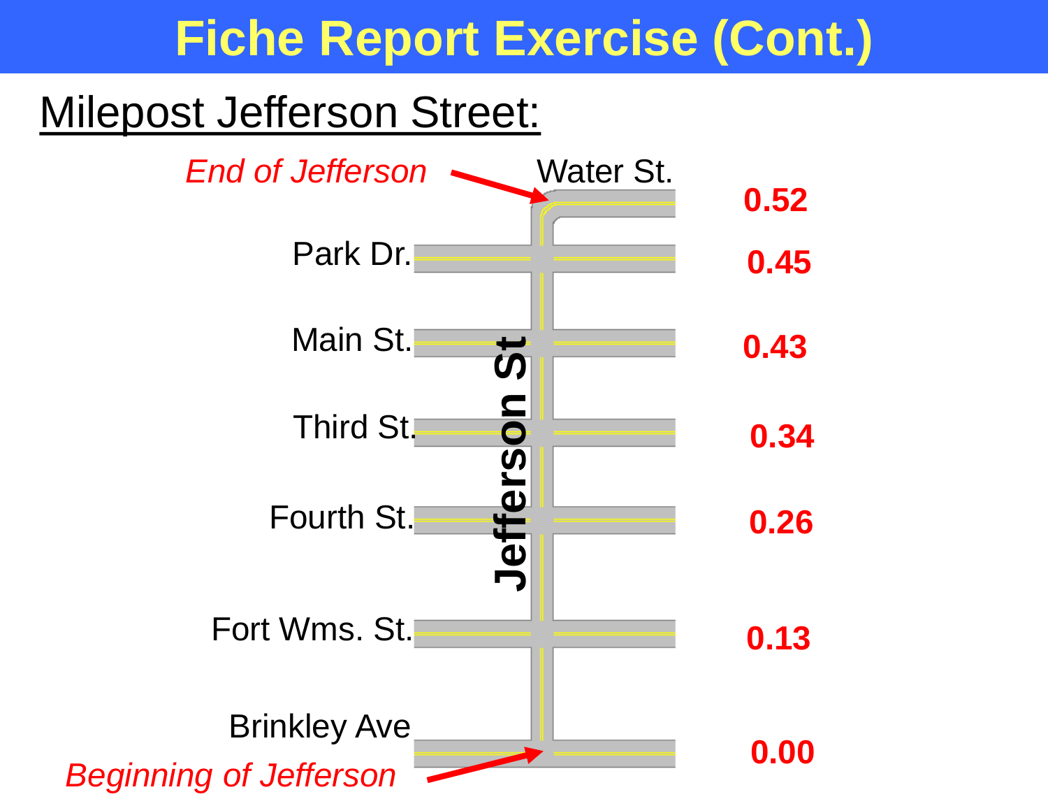# Fiche Report Exercise (Cont.)

## Milepost Jefferson Street:

*End of Jefferson*

Water St. — 0.52

Park Dr. — 0.45

Main St. — 0.43

Third St. — 0.34

Fourth St. — 0.26

Fort Wms. St. — 0.13

Brinkley Ave — 0.00

*Beginning of Jefferson*

Jefferson St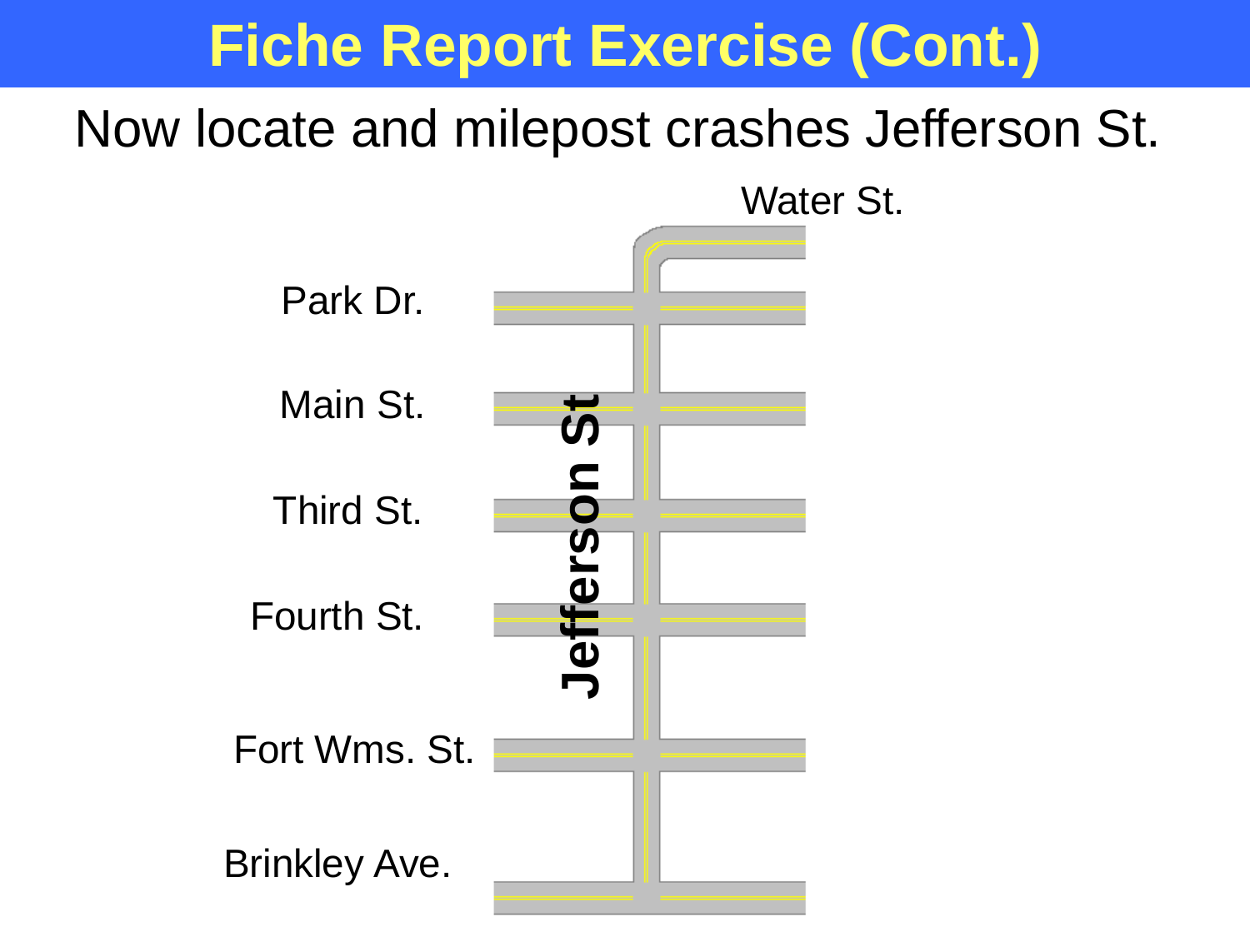# Fiche Report Exercise (Cont.)

Now locate and milepost crashes Jefferson St.

Water St.

Park Dr.

Main St.

Third St.

Fourth St.

Fort Wms. St.

Brinkley Ave.

Jefferson St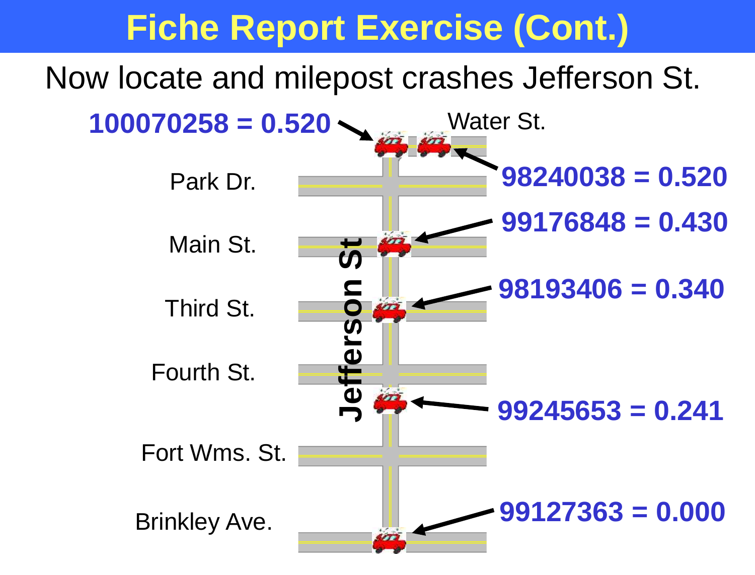# Fiche Report Exercise (Cont.)

Now locate and milepost crashes Jefferson St.

**100070258 = 0.520**

Water St.

**98240038 = 0.520**

Park Dr.

**99176848 = 0.430**

Main St.

Jefferson St

**98193406 = 0.340**

Third St.

Fourth St.

**99245653 = 0.241**

Fort Wms. St.

**99127363 = 0.000**

Brinkley Ave.